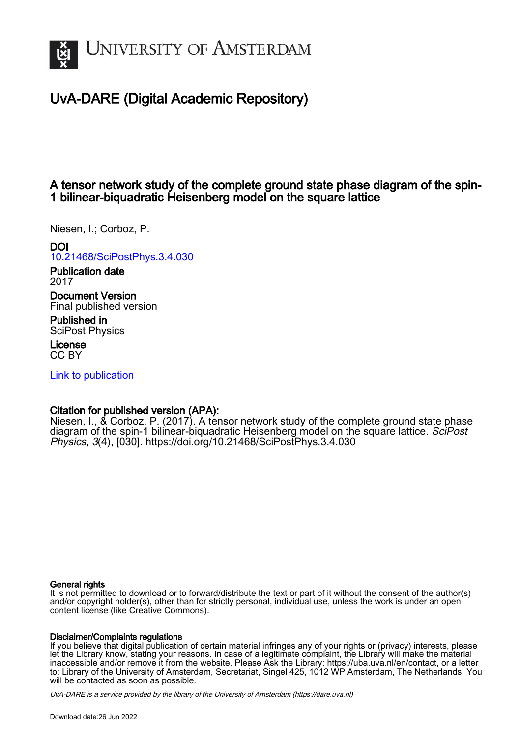# University of Amsterdam

## UvA-DARE (Digital Academic Repository)

### A tensor network study of the complete ground state phase diagram of the spin-1 bilinear-biquadratic Heisenberg model on the square lattice

Niesen, I.; Corboz, P.

**DOI**
10.21468/SciPostPhys.3.4.030

**Publication date**
2017

**Document Version**
Final published version

**Published in**
SciPost Physics

**License**
CC BY

Link to publication

**Citation for published version (APA):**
Niesen, I., & Corboz, P. (2017). A tensor network study of the complete ground state phase diagram of the spin-1 bilinear-biquadratic Heisenberg model on the square lattice. *SciPost Physics*, *3*(4), [030]. https://doi.org/10.21468/SciPostPhys.3.4.030

**General rights**
It is not permitted to download or to forward/distribute the text or part of it without the consent of the author(s) and/or copyright holder(s), other than for strictly personal, individual use, unless the work is under an open content license (like Creative Commons).

**Disclaimer/Complaints regulations**
If you believe that digital publication of certain material infringes any of your rights or (privacy) interests, please let the Library know, stating your reasons. In case of a legitimate complaint, the Library will make the material inaccessible and/or remove it from the website. Please Ask the Library: https://uba.uva.nl/en/contact, or a letter to: Library of the University of Amsterdam, Secretariat, Singel 425, 1012 WP Amsterdam, The Netherlands. You will be contacted as soon as possible.

*UvA-DARE is a service provided by the library of the University of Amsterdam (https://dare.uva.nl)*

Download date:26 Jun 2022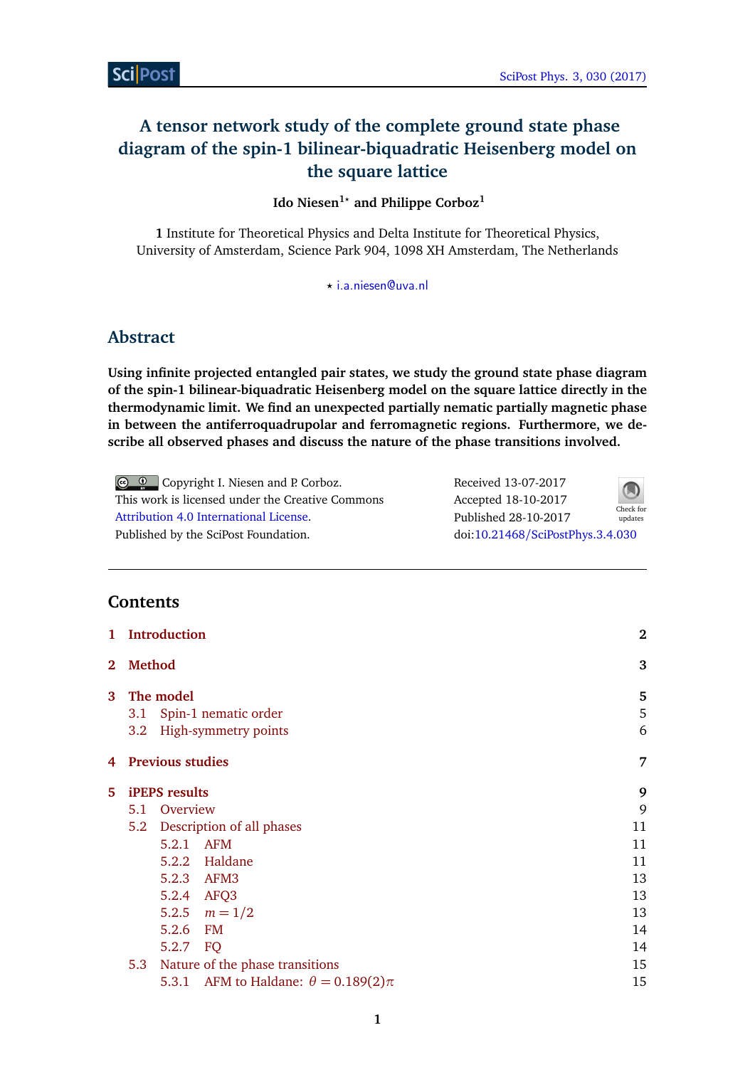# A tensor network study of the complete ground state phase diagram of the spin-1 bilinear-biquadratic Heisenberg model on the square lattice

**Ido Niesen[1⋆] and Philippe Corboz[1]**

**1** Institute for Theoretical Physics and Delta Institute for Theoretical Physics, University of Amsterdam, Science Park 904, 1098 XH Amsterdam, The Netherlands

⋆ i.a.niesen@uva.nl

## Abstract

**Using infinite projected entangled pair states, we study the ground state phase diagram of the spin-1 bilinear-biquadratic Heisenberg model on the square lattice directly in the thermodynamic limit. We find an unexpected partially nematic partially magnetic phase in between the antiferroquadrupolar and ferromagnetic regions. Furthermore, we describe all observed phases and discuss the nature of the phase transitions involved.**

Copyright I. Niesen and P. Corboz.
This work is licensed under the Creative Commons Attribution 4.0 International License.
Published by the SciPost Foundation.

Received 13-07-2017
Accepted 18-10-2017
Published 28-10-2017
doi:10.21468/SciPostPhys.3.4.030

## Contents

| | | |
|---|---|---|
| **1** | **Introduction** | **2** |
| **2** | **Method** | **3** |
| **3** | **The model** | **5** |
| 3.1 | Spin-1 nematic order | 5 |
| 3.2 | High-symmetry points | 6 |
| **4** | **Previous studies** | **7** |
| **5** | **iPEPS results** | **9** |
| 5.1 | Overview | 9 |
| 5.2 | Description of all phases | 11 |
| 5.2.1 | AFM | 11 |
| 5.2.2 | Haldane | 11 |
| 5.2.3 | AFM3 | 13 |
| 5.2.4 | AFQ3 | 13 |
| 5.2.5 | $m = 1/2$ | 13 |
| 5.2.6 | FM | 14 |
| 5.2.7 | FQ | 14 |
| 5.3 | Nature of the phase transitions | 15 |
| 5.3.1 | AFM to Haldane: $\theta = 0.189(2)\pi$ | 15 |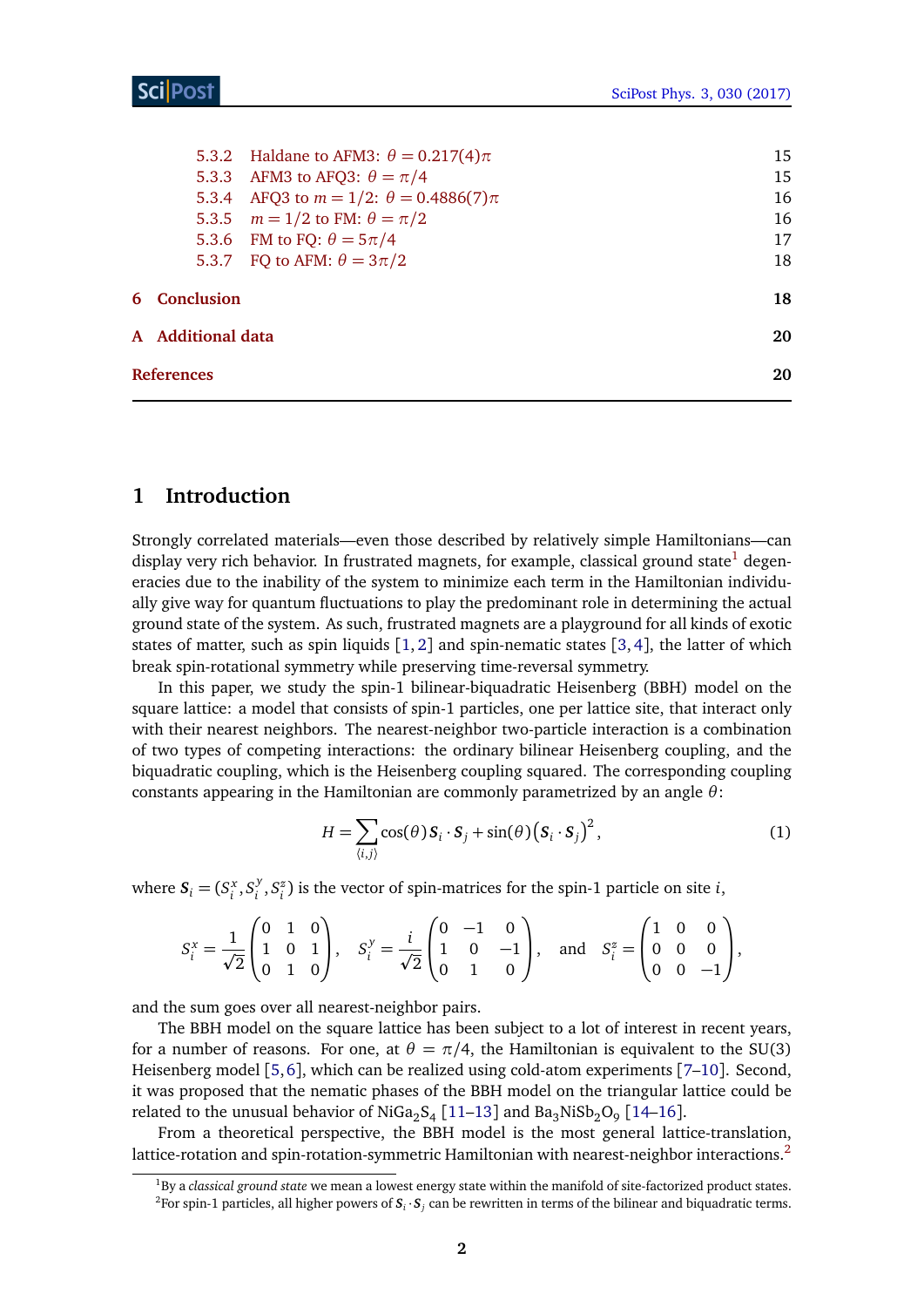| | | |
|---|---|---|
| 5.3.2 | Haldane to AFM3: $\theta = 0.217(4)\pi$ | 15 |
| 5.3.3 | AFM3 to AFQ3: $\theta = \pi/4$ | 15 |
| 5.3.4 | AFQ3 to $m = 1/2$: $\theta = 0.4886(7)\pi$ | 16 |
| 5.3.5 | $m = 1/2$ to FM: $\theta = \pi/2$ | 16 |
| 5.3.6 | FM to FQ: $\theta = 5\pi/4$ | 17 |
| 5.3.7 | FQ to AFM: $\theta = 3\pi/2$ | 18 |

**6 Conclusion** 18

**A Additional data** 20

**References** 20

# 1 Introduction

Strongly correlated materials—even those described by relatively simple Hamiltonians—can display very rich behavior. In frustrated magnets, for example, classical ground state[1] degeneracies due to the inability of the system to minimize each term in the Hamiltonian individually give way for quantum fluctuations to play the predominant role in determining the actual ground state of the system. As such, frustrated magnets are a playground for all kinds of exotic states of matter, such as spin liquids [1, 2] and spin-nematic states [3, 4], the latter of which break spin-rotational symmetry while preserving time-reversal symmetry.

In this paper, we study the spin-1 bilinear-biquadratic Heisenberg (BBH) model on the square lattice: a model that consists of spin-1 particles, one per lattice site, that interact only with their nearest neighbors. The nearest-neighbor two-particle interaction is a combination of two types of competing interactions: the ordinary bilinear Heisenberg coupling, and the biquadratic coupling, which is the Heisenberg coupling squared. The corresponding coupling constants appearing in the Hamiltonian are commonly parametrized by an angle $\theta$:

$$H = \sum_{\langle i,j \rangle} \cos(\theta)\, \boldsymbol{S}_i \cdot \boldsymbol{S}_j + \sin(\theta) \left( \boldsymbol{S}_i \cdot \boldsymbol{S}_j \right)^2, \tag{1}$$

where $\boldsymbol{S}_i = (S_i^x, S_i^y, S_i^z)$ is the vector of spin-matrices for the spin-1 particle on site $i$,

$$S_i^x = \frac{1}{\sqrt{2}} \begin{pmatrix} 0 & 1 & 0 \\ 1 & 0 & 1 \\ 0 & 1 & 0 \end{pmatrix}, \quad S_i^y = \frac{i}{\sqrt{2}} \begin{pmatrix} 0 & -1 & 0 \\ 1 & 0 & -1 \\ 0 & 1 & 0 \end{pmatrix}, \quad \text{and} \quad S_i^z = \begin{pmatrix} 1 & 0 & 0 \\ 0 & 0 & 0 \\ 0 & 0 & -1 \end{pmatrix},$$

and the sum goes over all nearest-neighbor pairs.

The BBH model on the square lattice has been subject to a lot of interest in recent years, for a number of reasons. For one, at $\theta = \pi/4$, the Hamiltonian is equivalent to the SU(3) Heisenberg model [5, 6], which can be realized using cold-atom experiments [7–10]. Second, it was proposed that the nematic phases of the BBH model on the triangular lattice could be related to the unusual behavior of $NiGa_2S_4$ [11–13] and $Ba_3NiSb_2O_9$ [14–16].

From a theoretical perspective, the BBH model is the most general lattice-translation, lattice-rotation and spin-rotation-symmetric Hamiltonian with nearest-neighbor interactions.[2]

[1] By a *classical ground state* we mean a lowest energy state within the manifold of site-factorized product states.

[2] For spin-1 particles, all higher powers of $\boldsymbol{S}_i \cdot \boldsymbol{S}_j$ can be rewritten in terms of the bilinear and biquadratic terms.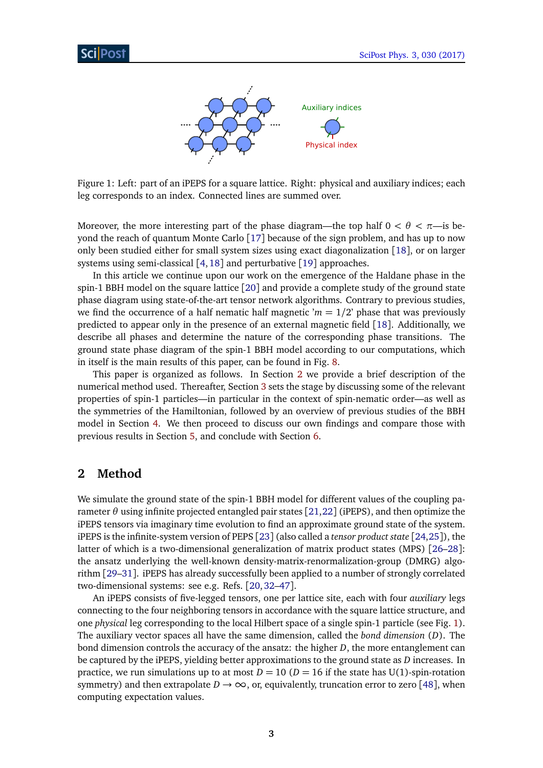Figure 1: Left: part of an iPEPS for a square lattice. Right: physical and auxiliary indices; each leg corresponds to an index. Connected lines are summed over.

Moreover, the more interesting part of the phase diagram—the top half $0 < \theta < \pi$—is beyond the reach of quantum Monte Carlo [17] because of the sign problem, and has up to now only been studied either for small system sizes using exact diagonalization [18], or on larger systems using semi-classical [4, 18] and perturbative [19] approaches.

In this article we continue upon our work on the emergence of the Haldane phase in the spin-1 BBH model on the square lattice [20] and provide a complete study of the ground state phase diagram using state-of-the-art tensor network algorithms. Contrary to previous studies, we find the occurrence of a half nematic half magnetic '$m = 1/2$' phase that was previously predicted to appear only in the presence of an external magnetic field [18]. Additionally, we describe all phases and determine the nature of the corresponding phase transitions. The ground state phase diagram of the spin-1 BBH model according to our computations, which in itself is the main results of this paper, can be found in Fig. 8.

This paper is organized as follows. In Section 2 we provide a brief description of the numerical method used. Thereafter, Section 3 sets the stage by discussing some of the relevant properties of spin-1 particles—in particular in the context of spin-nematic order—as well as the symmetries of the Hamiltonian, followed by an overview of previous studies of the BBH model in Section 4. We then proceed to discuss our own findings and compare those with previous results in Section 5, and conclude with Section 6.

## 2 Method

We simulate the ground state of the spin-1 BBH model for different values of the coupling parameter $\theta$ using infinite projected entangled pair states [21,22] (iPEPS), and then optimize the iPEPS tensors via imaginary time evolution to find an approximate ground state of the system. iPEPS is the infinite-system version of PEPS [23] (also called a *tensor product state* [24,25]), the latter of which is a two-dimensional generalization of matrix product states (MPS) [26–28]: the ansatz underlying the well-known density-matrix-renormalization-group (DMRG) algorithm [29–31]. iPEPS has already successfully been applied to a number of strongly correlated two-dimensional systems: see e.g. Refs. [20, 32–47].

An iPEPS consists of five-legged tensors, one per lattice site, each with four *auxiliary* legs connecting to the four neighboring tensors in accordance with the square lattice structure, and one *physical* leg corresponding to the local Hilbert space of a single spin-1 particle (see Fig. 1). The auxiliary vector spaces all have the same dimension, called the *bond dimension* ($D$). The bond dimension controls the accuracy of the ansatz: the higher $D$, the more entanglement can be captured by the iPEPS, yielding better approximations to the ground state as $D$ increases. In practice, we run simulations up to at most $D = 10$ ($D = 16$ if the state has U(1)-spin-rotation symmetry) and then extrapolate $D \to \infty$, or, equivalently, truncation error to zero [48], when computing expectation values.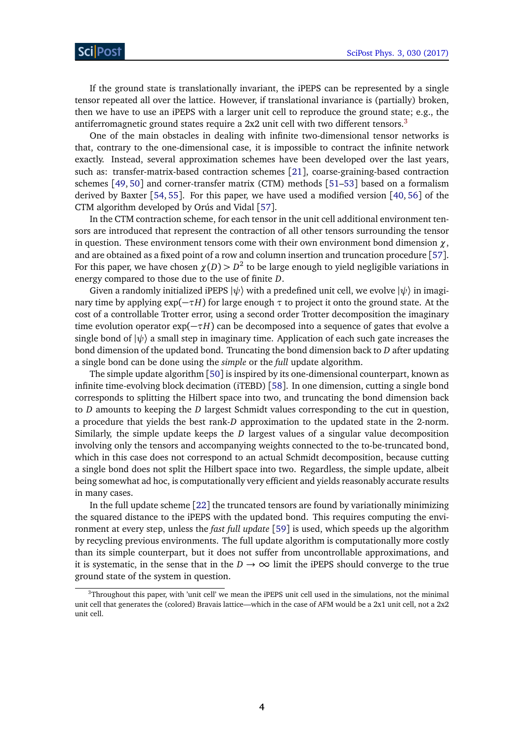If the ground state is translationally invariant, the iPEPS can be represented by a single tensor repeated all over the lattice. However, if translational invariance is (partially) broken, then we have to use an iPEPS with a larger unit cell to reproduce the ground state; e.g., the antiferromagnetic ground states require a 2x2 unit cell with two different tensors.[3]

One of the main obstacles in dealing with infinite two-dimensional tensor networks is that, contrary to the one-dimensional case, it is impossible to contract the infinite network exactly. Instead, several approximation schemes have been developed over the last years, such as: transfer-matrix-based contraction schemes [21], coarse-graining-based contraction schemes [49, 50] and corner-transfer matrix (CTM) methods [51–53] based on a formalism derived by Baxter [54, 55]. For this paper, we have used a modified version [40, 56] of the CTM algorithm developed by Orús and Vidal [57].

In the CTM contraction scheme, for each tensor in the unit cell additional environment tensors are introduced that represent the contraction of all other tensors surrounding the tensor in question. These environment tensors come with their own environment bond dimension $\chi$, and are obtained as a fixed point of a row and column insertion and truncation procedure [57]. For this paper, we have chosen $\chi(D) > D^2$ to be large enough to yield negligible variations in energy compared to those due to the use of finite $D$.

Given a randomly initialized iPEPS $|\psi\rangle$ with a predefined unit cell, we evolve $|\psi\rangle$ in imaginary time by applying $\exp(-\tau H)$ for large enough $\tau$ to project it onto the ground state. At the cost of a controllable Trotter error, using a second order Trotter decomposition the imaginary time evolution operator $\exp(-\tau H)$ can be decomposed into a sequence of gates that evolve a single bond of $|\psi\rangle$ a small step in imaginary time. Application of each such gate increases the bond dimension of the updated bond. Truncating the bond dimension back to $D$ after updating a single bond can be done using the *simple* or the *full* update algorithm.

The simple update algorithm [50] is inspired by its one-dimensional counterpart, known as infinite time-evolving block decimation (iTEBD) [58]. In one dimension, cutting a single bond corresponds to splitting the Hilbert space into two, and truncating the bond dimension back to $D$ amounts to keeping the $D$ largest Schmidt values corresponding to the cut in question, a procedure that yields the best rank-$D$ approximation to the updated state in the 2-norm. Similarly, the simple update keeps the $D$ largest values of a singular value decomposition involving only the tensors and accompanying weights connected to the to-be-truncated bond, which in this case does not correspond to an actual Schmidt decomposition, because cutting a single bond does not split the Hilbert space into two. Regardless, the simple update, albeit being somewhat ad hoc, is computationally very efficient and yields reasonably accurate results in many cases.

In the full update scheme [22] the truncated tensors are found by variationally minimizing the squared distance to the iPEPS with the updated bond. This requires computing the environment at every step, unless the *fast full update* [59] is used, which speeds up the algorithm by recycling previous environments. The full update algorithm is computationally more costly than its simple counterpart, but it does not suffer from uncontrollable approximations, and it is systematic, in the sense that in the $D \to \infty$ limit the iPEPS should converge to the true ground state of the system in question.

---

[3] Throughout this paper, with 'unit cell' we mean the iPEPS unit cell used in the simulations, not the minimal unit cell that generates the (colored) Bravais lattice—which in the case of AFM would be a 2x1 unit cell, not a 2x2 unit cell.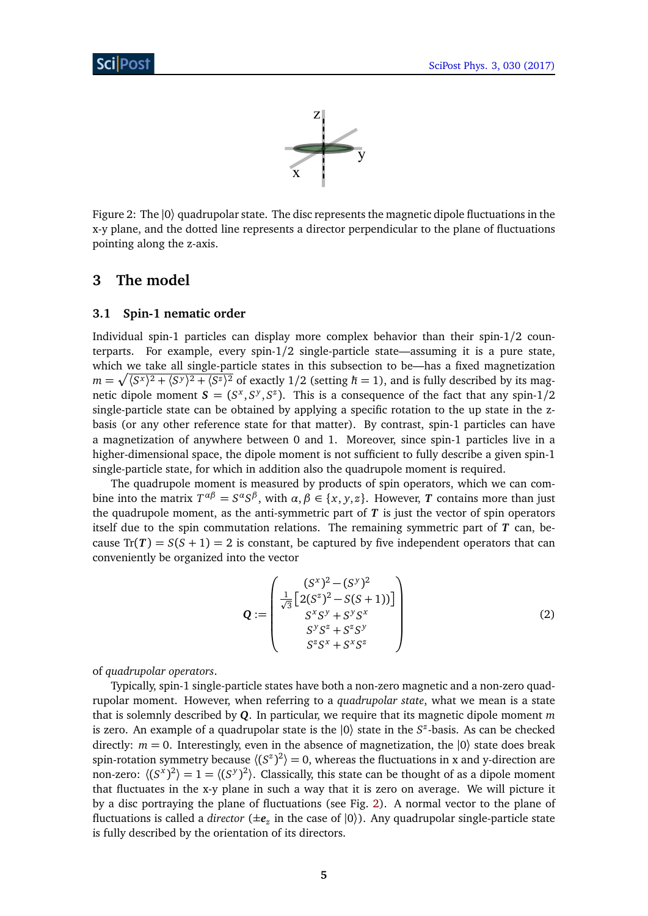Figure 2: The $|0\rangle$ quadrupolar state. The disc represents the magnetic dipole fluctuations in the x-y plane, and the dotted line represents a director perpendicular to the plane of fluctuations pointing along the z-axis.

## 3 The model

### 3.1 Spin-1 nematic order

Individual spin-1 particles can display more complex behavior than their spin-1/2 counterparts. For example, every spin-1/2 single-particle state—assuming it is a pure state, which we take all single-particle states in this subsection to be—has a fixed magnetization $m = \sqrt{\langle S^x \rangle^2 + \langle S^y \rangle^2 + \langle S^z \rangle^2}$ of exactly $1/2$ (setting $\hbar = 1$), and is fully described by its magnetic dipole moment $\boldsymbol{S} = (S^x, S^y, S^z)$. This is a consequence of the fact that any spin-1/2 single-particle state can be obtained by applying a specific rotation to the up state in the z-basis (or any other reference state for that matter). By contrast, spin-1 particles can have a magnetization of anywhere between 0 and 1. Moreover, since spin-1 particles live in a higher-dimensional space, the dipole moment is not sufficient to fully describe a given spin-1 single-particle state, for which in addition also the quadrupole moment is required.

The quadrupole moment is measured by products of spin operators, which we can combine into the matrix $T^{\alpha\beta} = S^\alpha S^\beta$, with $\alpha, \beta \in \{x, y, z\}$. However, $\boldsymbol{T}$ contains more than just the quadrupole moment, as the anti-symmetric part of $\boldsymbol{T}$ is just the vector of spin operators itself due to the spin commutation relations. The remaining symmetric part of $\boldsymbol{T}$ can, because $\mathrm{Tr}(\boldsymbol{T}) = S(S+1) = 2$ is constant, be captured by five independent operators that can conveniently be organized into the vector

$$
\boldsymbol{Q} := \begin{pmatrix} (S^x)^2 - (S^y)^2 \\ \frac{1}{\sqrt{3}}\left[2(S^z)^2 - S(S+1)\right] \\ S^x S^y + S^y S^x \\ S^y S^z + S^z S^y \\ S^z S^x + S^x S^z \end{pmatrix} \tag{2}
$$

of *quadrupolar operators*.

Typically, spin-1 single-particle states have both a non-zero magnetic and a non-zero quadrupolar moment. However, when referring to a *quadrupolar state*, what we mean is a state that is solemnly described by $\boldsymbol{Q}$. In particular, we require that its magnetic dipole moment $m$ is zero. An example of a quadrupolar state is the $|0\rangle$ state in the $S^z$-basis. As can be checked directly: $m = 0$. Interestingly, even in the absence of magnetization, the $|0\rangle$ state does break spin-rotation symmetry because $\langle (S^z)^2 \rangle = 0$, whereas the fluctuations in x and y-direction are non-zero: $\langle (S^x)^2 \rangle = 1 = \langle (S^y)^2 \rangle$. Classically, this state can be thought of as a dipole moment that fluctuates in the x-y plane in such a way that it is zero on average. We will picture it by a disc portraying the plane of fluctuations (see Fig. 2). A normal vector to the plane of fluctuations is called a *director* ($\pm \boldsymbol{e}_z$ in the case of $|0\rangle$). Any quadrupolar single-particle state is fully described by the orientation of its directors.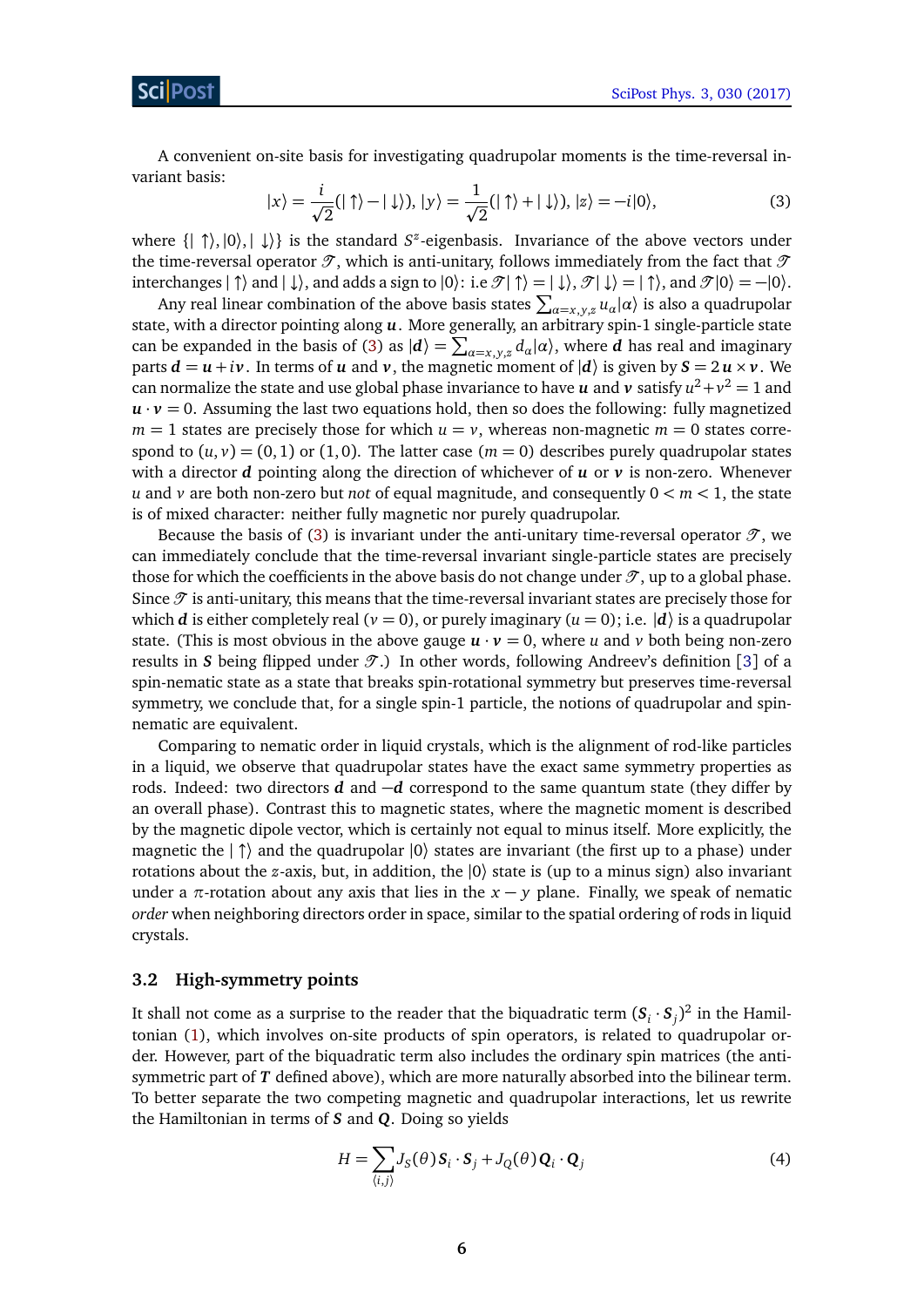A convenient on-site basis for investigating quadrupolar moments is the time-reversal invariant basis:

$$|x\rangle = \frac{i}{\sqrt{2}}(|\uparrow\rangle - |\downarrow\rangle),\ |y\rangle = \frac{1}{\sqrt{2}}(|\uparrow\rangle + |\downarrow\rangle),\ |z\rangle = -i|0\rangle, \tag{3}$$

where $\{|\uparrow\rangle, |0\rangle, |\downarrow\rangle\}$ is the standard $S^z$-eigenbasis. Invariance of the above vectors under the time-reversal operator $\mathcal{T}$, which is anti-unitary, follows immediately from the fact that $\mathcal{T}$ interchanges $|\uparrow\rangle$ and $|\downarrow\rangle$, and adds a sign to $|0\rangle$: i.e $\mathcal{T}|\uparrow\rangle = |\downarrow\rangle$, $\mathcal{T}|\downarrow\rangle = |\uparrow\rangle$, and $\mathcal{T}|0\rangle = -|0\rangle$.

Any real linear combination of the above basis states $\sum_{\alpha=x,y,z} u_\alpha|\alpha\rangle$ is also a quadrupolar state, with a director pointing along $\boldsymbol{u}$. More generally, an arbitrary spin-1 single-particle state can be expanded in the basis of (3) as $|\boldsymbol{d}\rangle = \sum_{\alpha=x,y,z} d_\alpha|\alpha\rangle$, where $\boldsymbol{d}$ has real and imaginary parts $\boldsymbol{d} = \boldsymbol{u} + i\boldsymbol{v}$. In terms of $\boldsymbol{u}$ and $\boldsymbol{v}$, the magnetic moment of $|\boldsymbol{d}\rangle$ is given by $\boldsymbol{S} = 2\,\boldsymbol{u}\times\boldsymbol{v}$. We can normalize the state and use global phase invariance to have $\boldsymbol{u}$ and $\boldsymbol{v}$ satisfy $u^2+v^2 = 1$ and $\boldsymbol{u}\cdot\boldsymbol{v} = 0$. Assuming the last two equations hold, then so does the following: fully magnetized $m = 1$ states are precisely those for which $u = v$, whereas non-magnetic $m = 0$ states correspond to $(u, v) = (0, 1)$ or $(1, 0)$. The latter case ($m = 0$) describes purely quadrupolar states with a director $\boldsymbol{d}$ pointing along the direction of whichever of $\boldsymbol{u}$ or $\boldsymbol{v}$ is non-zero. Whenever $u$ and $v$ are both non-zero but *not* of equal magnitude, and consequently $0 < m < 1$, the state is of mixed character: neither fully magnetic nor purely quadrupolar.

Because the basis of (3) is invariant under the anti-unitary time-reversal operator $\mathcal{T}$, we can immediately conclude that the time-reversal invariant single-particle states are precisely those for which the coefficients in the above basis do not change under $\mathcal{T}$, up to a global phase. Since $\mathcal{T}$ is anti-unitary, this means that the time-reversal invariant states are precisely those for which $\boldsymbol{d}$ is either completely real ($v = 0$), or purely imaginary ($u = 0$); i.e. $|\boldsymbol{d}\rangle$ is a quadrupolar state. (This is most obvious in the above gauge $\boldsymbol{u}\cdot\boldsymbol{v} = 0$, where $u$ and $v$ both being non-zero results in $\boldsymbol{S}$ being flipped under $\mathcal{T}$.) In other words, following Andreev's definition [3] of a spin-nematic state as a state that breaks spin-rotational symmetry but preserves time-reversal symmetry, we conclude that, for a single spin-1 particle, the notions of quadrupolar and spin-nematic are equivalent.

Comparing to nematic order in liquid crystals, which is the alignment of rod-like particles in a liquid, we observe that quadrupolar states have the exact same symmetry properties as rods. Indeed: two directors $\boldsymbol{d}$ and $-\boldsymbol{d}$ correspond to the same quantum state (they differ by an overall phase). Contrast this to magnetic states, where the magnetic moment is described by the magnetic dipole vector, which is certainly not equal to minus itself. More explicitly, the magnetic the $|\uparrow\rangle$ and the quadrupolar $|0\rangle$ states are invariant (the first up to a phase) under rotations about the $z$-axis, but, in addition, the $|0\rangle$ state is (up to a minus sign) also invariant under a $\pi$-rotation about any axis that lies in the $x-y$ plane. Finally, we speak of nematic *order* when neighboring directors order in space, similar to the spatial ordering of rods in liquid crystals.

### 3.2 High-symmetry points

It shall not come as a surprise to the reader that the biquadratic term $(\boldsymbol{S}_i\cdot\boldsymbol{S}_j)^2$ in the Hamiltonian (1), which involves on-site products of spin operators, is related to quadrupolar order. However, part of the biquadratic term also includes the ordinary spin matrices (the antisymmetric part of $\boldsymbol{T}$ defined above), which are more naturally absorbed into the bilinear term. To better separate the two competing magnetic and quadrupolar interactions, let us rewrite the Hamiltonian in terms of $\boldsymbol{S}$ and $\boldsymbol{Q}$. Doing so yields

$$H = \sum_{\langle i,j\rangle} J_S(\theta)\,\boldsymbol{S}_i\cdot\boldsymbol{S}_j + J_Q(\theta)\,\boldsymbol{Q}_i\cdot\boldsymbol{Q}_j \tag{4}$$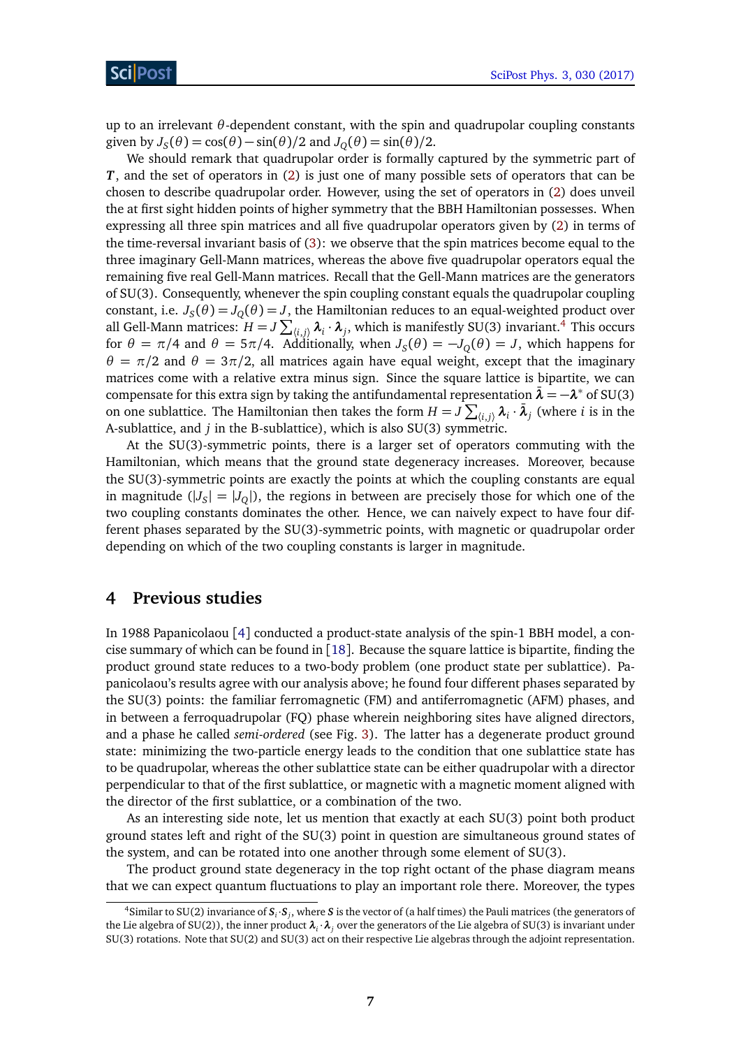up to an irrelevant $\theta$-dependent constant, with the spin and quadrupolar coupling constants given by $J_S(\theta) = \cos(\theta) - \sin(\theta)/2$ and $J_Q(\theta) = \sin(\theta)/2$.

We should remark that quadrupolar order is formally captured by the symmetric part of $\boldsymbol{T}$, and the set of operators in (2) is just one of many possible sets of operators that can be chosen to describe quadrupolar order. However, using the set of operators in (2) does unveil the at first sight hidden points of higher symmetry that the BBH Hamiltonian possesses. When expressing all three spin matrices and all five quadrupolar operators given by (2) in terms of the time-reversal invariant basis of (3): we observe that the spin matrices become equal to the three imaginary Gell-Mann matrices, whereas the above five quadrupolar operators equal the remaining five real Gell-Mann matrices. Recall that the Gell-Mann matrices are the generators of SU(3). Consequently, whenever the spin coupling constant equals the quadrupolar coupling constant, i.e. $J_S(\theta) = J_Q(\theta) = J$, the Hamiltonian reduces to an equal-weighted product over all Gell-Mann matrices: $H = J \sum_{\langle i,j \rangle} \boldsymbol{\lambda}_i \cdot \boldsymbol{\lambda}_j$, which is manifestly SU(3) invariant.[4] This occurs for $\theta = \pi/4$ and $\theta = 5\pi/4$. Additionally, when $J_S(\theta) = -J_Q(\theta) = J$, which happens for $\theta = \pi/2$ and $\theta = 3\pi/2$, all matrices again have equal weight, except that the imaginary matrices come with a relative extra minus sign. Since the square lattice is bipartite, we can compensate for this extra sign by taking the antifundamental representation $\bar{\boldsymbol{\lambda}} = -\boldsymbol{\lambda}^*$ of SU(3) on one sublattice. The Hamiltonian then takes the form $H = J \sum_{\langle i,j \rangle} \boldsymbol{\lambda}_i \cdot \bar{\boldsymbol{\lambda}}_j$ (where $i$ is in the A-sublattice, and $j$ in the B-sublattice), which is also SU(3) symmetric.

At the SU(3)-symmetric points, there is a larger set of operators commuting with the Hamiltonian, which means that the ground state degeneracy increases. Moreover, because the SU(3)-symmetric points are exactly the points at which the coupling constants are equal in magnitude ($|J_S| = |J_Q|$), the regions in between are precisely those for which one of the two coupling constants dominates the other. Hence, we can naively expect to have four different phases separated by the SU(3)-symmetric points, with magnetic or quadrupolar order depending on which of the two coupling constants is larger in magnitude.

# 4 Previous studies

In 1988 Papanicolaou [4] conducted a product-state analysis of the spin-1 BBH model, a concise summary of which can be found in [18]. Because the square lattice is bipartite, finding the product ground state reduces to a two-body problem (one product state per sublattice). Papanicolaou's results agree with our analysis above; he found four different phases separated by the SU(3) points: the familiar ferromagnetic (FM) and antiferromagnetic (AFM) phases, and in between a ferroquadrupolar (FQ) phase wherein neighboring sites have aligned directors, and a phase he called *semi-ordered* (see Fig. 3). The latter has a degenerate product ground state: minimizing the two-particle energy leads to the condition that one sublattice state has to be quadrupolar, whereas the other sublattice state can be either quadrupolar with a director perpendicular to that of the first sublattice, or magnetic with a magnetic moment aligned with the director of the first sublattice, or a combination of the two.

As an interesting side note, let us mention that exactly at each SU(3) point both product ground states left and right of the SU(3) point in question are simultaneous ground states of the system, and can be rotated into one another through some element of SU(3).

The product ground state degeneracy in the top right octant of the phase diagram means that we can expect quantum fluctuations to play an important role there. Moreover, the types

[4] Similar to SU(2) invariance of $\boldsymbol{S}_i \cdot \boldsymbol{S}_j$, where $\boldsymbol{S}$ is the vector of (a half times) the Pauli matrices (the generators of the Lie algebra of SU(2)), the inner product $\boldsymbol{\lambda}_i \cdot \boldsymbol{\lambda}_j$ over the generators of the Lie algebra of SU(3) is invariant under SU(3) rotations. Note that SU(2) and SU(3) act on their respective Lie algebras through the adjoint representation.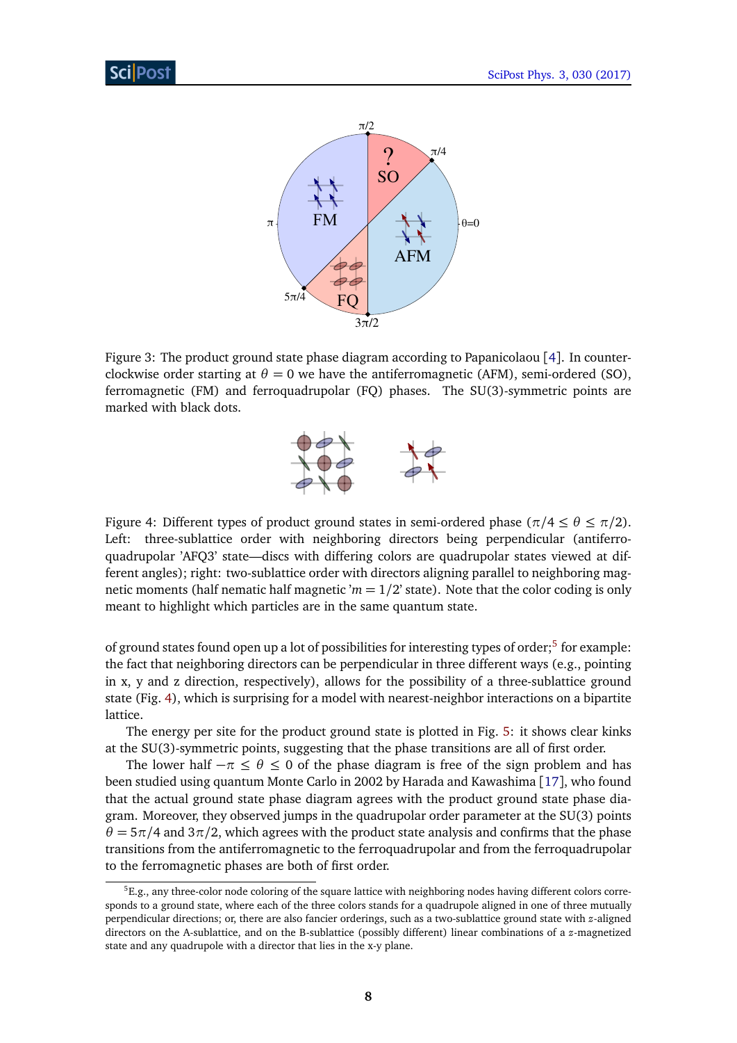Figure 3: The product ground state phase diagram according to Papanicolaou [4]. In counterclockwise order starting at $\theta = 0$ we have the antiferromagnetic (AFM), semi-ordered (SO), ferromagnetic (FM) and ferroquadrupolar (FQ) phases. The SU(3)-symmetric points are marked with black dots.

Figure 4: Different types of product ground states in semi-ordered phase ($\pi/4 \leq \theta \leq \pi/2$). Left: three-sublattice order with neighboring directors being perpendicular (antiferroquadrupolar 'AFQ3' state—discs with differing colors are quadrupolar states viewed at different angles); right: two-sublattice order with directors aligning parallel to neighboring magnetic moments (half nematic half magnetic '$m = 1/2$' state). Note that the color coding is only meant to highlight which particles are in the same quantum state.

of ground states found open up a lot of possibilities for interesting types of order;[5] for example: the fact that neighboring directors can be perpendicular in three different ways (e.g., pointing in x, y and z direction, respectively), allows for the possibility of a three-sublattice ground state (Fig. 4), which is surprising for a model with nearest-neighbor interactions on a bipartite lattice.

The energy per site for the product ground state is plotted in Fig. 5: it shows clear kinks at the SU(3)-symmetric points, suggesting that the phase transitions are all of first order.

The lower half $-\pi \leq \theta \leq 0$ of the phase diagram is free of the sign problem and has been studied using quantum Monte Carlo in 2002 by Harada and Kawashima [17], who found that the actual ground state phase diagram agrees with the product ground state phase diagram. Moreover, they observed jumps in the quadrupolar order parameter at the SU(3) points $\theta = 5\pi/4$ and $3\pi/2$, which agrees with the product state analysis and confirms that the phase transitions from the antiferromagnetic to the ferroquadrupolar and from the ferroquadrupolar to the ferromagnetic phases are both of first order.

[5] E.g., any three-color node coloring of the square lattice with neighboring nodes having different colors corresponds to a ground state, where each of the three colors stands for a quadrupole aligned in one of three mutually perpendicular directions; or, there are also fancier orderings, such as a two-sublattice ground state with $z$-aligned directors on the A-sublattice, and on the B-sublattice (possibly different) linear combinations of a $z$-magnetized state and any quadrupole with a director that lies in the x-y plane.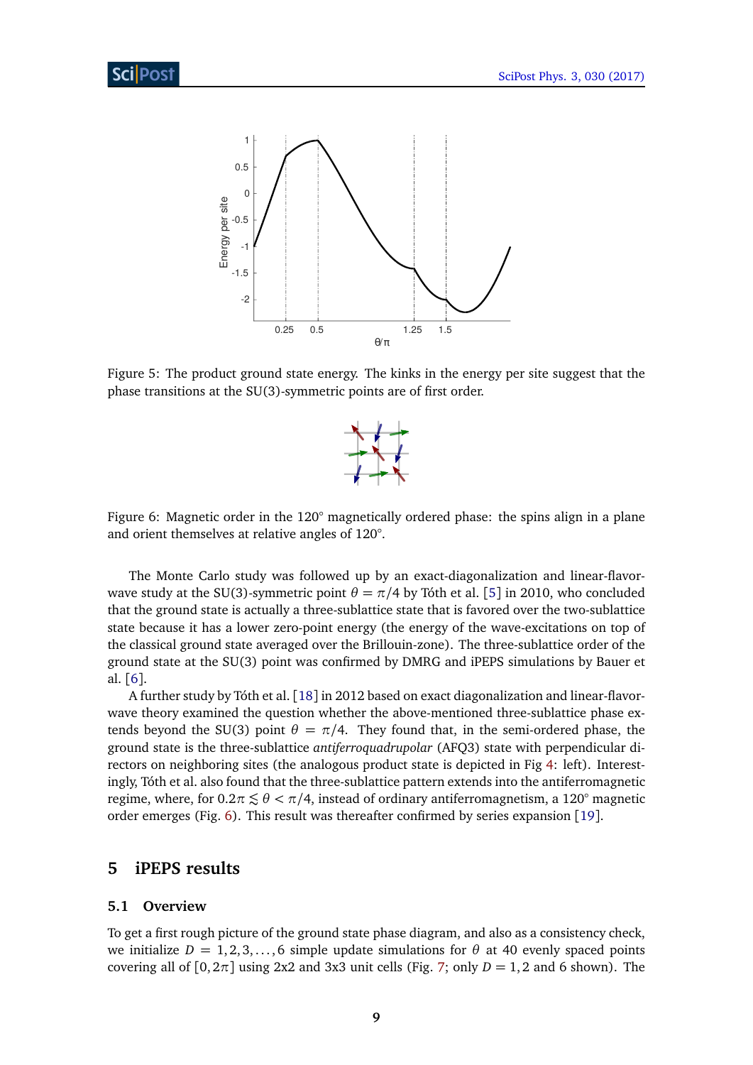Figure 5: The product ground state energy. The kinks in the energy per site suggest that the phase transitions at the SU(3)-symmetric points are of first order.

Figure 6: Magnetic order in the 120° magnetically ordered phase: the spins align in a plane and orient themselves at relative angles of 120°.

The Monte Carlo study was followed up by an exact-diagonalization and linear-flavor-wave study at the SU(3)-symmetric point $\theta = \pi/4$ by Tóth et al. [5] in 2010, who concluded that the ground state is actually a three-sublattice state that is favored over the two-sublattice state because it has a lower zero-point energy (the energy of the wave-excitations on top of the classical ground state averaged over the Brillouin-zone). The three-sublattice order of the ground state at the SU(3) point was confirmed by DMRG and iPEPS simulations by Bauer et al. [6].

A further study by Tóth et al. [18] in 2012 based on exact diagonalization and linear-flavor-wave theory examined the question whether the above-mentioned three-sublattice phase extends beyond the SU(3) point $\theta = \pi/4$. They found that, in the semi-ordered phase, the ground state is the three-sublattice *antiferroquadrupolar* (AFQ3) state with perpendicular directors on neighboring sites (the analogous product state is depicted in Fig 4: left). Interestingly, Tóth et al. also found that the three-sublattice pattern extends into the antiferromagnetic regime, where, for $0.2\pi \lesssim \theta < \pi/4$, instead of ordinary antiferromagnetism, a 120° magnetic order emerges (Fig. 6). This result was thereafter confirmed by series expansion [19].

## 5 iPEPS results

### 5.1 Overview

To get a first rough picture of the ground state phase diagram, and also as a consistency check, we initialize $D = 1, 2, 3, \ldots, 6$ simple update simulations for $\theta$ at 40 evenly spaced points covering all of $[0, 2\pi]$ using 2x2 and 3x3 unit cells (Fig. 7; only $D = 1, 2$ and 6 shown). The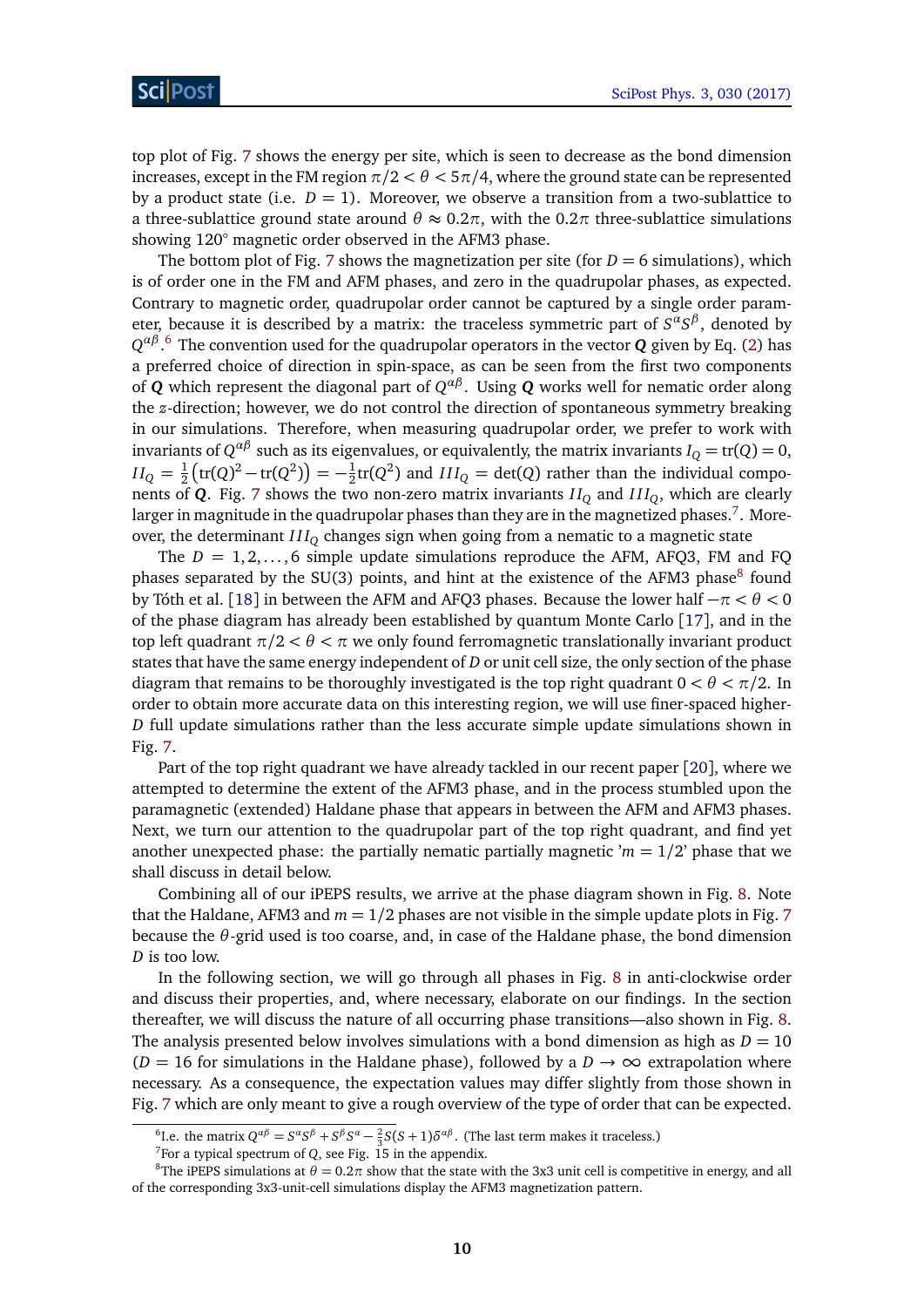top plot of Fig. 7 shows the energy per site, which is seen to decrease as the bond dimension increases, except in the FM region $\pi/2 < \theta < 5\pi/4$, where the ground state can be represented by a product state (i.e. $D = 1$). Moreover, we observe a transition from a two-sublattice to a three-sublattice ground state around $\theta \approx 0.2\pi$, with the $0.2\pi$ three-sublattice simulations showing 120° magnetic order observed in the AFM3 phase.

The bottom plot of Fig. 7 shows the magnetization per site (for $D = 6$ simulations), which is of order one in the FM and AFM phases, and zero in the quadrupolar phases, as expected. Contrary to magnetic order, quadrupolar order cannot be captured by a single order parameter, because it is described by a matrix: the traceless symmetric part of $S^\alpha S^\beta$, denoted by $Q^{\alpha\beta}$.[6] The convention used for the quadrupolar operators in the vector $\boldsymbol{Q}$ given by Eq. (2) has a preferred choice of direction in spin-space, as can be seen from the first two components of $\boldsymbol{Q}$ which represent the diagonal part of $Q^{\alpha\beta}$. Using $\boldsymbol{Q}$ works well for nematic order along the $z$-direction; however, we do not control the direction of spontaneous symmetry breaking in our simulations. Therefore, when measuring quadrupolar order, we prefer to work with invariants of $Q^{\alpha\beta}$ such as its eigenvalues, or equivalently, the matrix invariants $I_Q = \mathrm{tr}(Q) = 0$, $II_Q = \frac{1}{2}\left(\mathrm{tr}(Q)^2 - \mathrm{tr}(Q^2)\right) = -\frac{1}{2}\mathrm{tr}(Q^2)$ and $III_Q = \det(Q)$ rather than the individual components of $\boldsymbol{Q}$. Fig. 7 shows the two non-zero matrix invariants $II_Q$ and $III_Q$, which are clearly larger in magnitude in the quadrupolar phases than they are in the magnetized phases.[7]. Moreover, the determinant $III_Q$ changes sign when going from a nematic to a magnetic state

The $D = 1, 2, \ldots, 6$ simple update simulations reproduce the AFM, AFQ3, FM and FQ phases separated by the SU(3) points, and hint at the existence of the AFM3 phase[8] found by Tóth et al. [18] in between the AFM and AFQ3 phases. Because the lower half $-\pi < \theta < 0$ of the phase diagram has already been established by quantum Monte Carlo [17], and in the top left quadrant $\pi/2 < \theta < \pi$ we only found ferromagnetic translationally invariant product states that have the same energy independent of $D$ or unit cell size, the only section of the phase diagram that remains to be thoroughly investigated is the top right quadrant $0 < \theta < \pi/2$. In order to obtain more accurate data on this interesting region, we will use finer-spaced higher-$D$ full update simulations rather than the less accurate simple update simulations shown in Fig. 7.

Part of the top right quadrant we have already tackled in our recent paper [20], where we attempted to determine the extent of the AFM3 phase, and in the process stumbled upon the paramagnetic (extended) Haldane phase that appears in between the AFM and AFM3 phases. Next, we turn our attention to the quadrupolar part of the top right quadrant, and find yet another unexpected phase: the partially nematic partially magnetic '$m = 1/2$' phase that we shall discuss in detail below.

Combining all of our iPEPS results, we arrive at the phase diagram shown in Fig. 8. Note that the Haldane, AFM3 and $m = 1/2$ phases are not visible in the simple update plots in Fig. 7 because the $\theta$-grid used is too coarse, and, in case of the Haldane phase, the bond dimension $D$ is too low.

In the following section, we will go through all phases in Fig. 8 in anti-clockwise order and discuss their properties, and, where necessary, elaborate on our findings. In the section thereafter, we will discuss the nature of all occurring phase transitions—also shown in Fig. 8. The analysis presented below involves simulations with a bond dimension as high as $D = 10$ ($D = 16$ for simulations in the Haldane phase), followed by a $D \to \infty$ extrapolation where necessary. As a consequence, the expectation values may differ slightly from those shown in Fig. 7 which are only meant to give a rough overview of the type of order that can be expected.

[6] I.e. the matrix $Q^{\alpha\beta} = S^\alpha S^\beta + S^\beta S^\alpha - \frac{2}{3}S(S+1)\delta^{\alpha\beta}$. (The last term makes it traceless.)

[7] For a typical spectrum of $Q$, see Fig. 15 in the appendix.

[8] The iPEPS simulations at $\theta = 0.2\pi$ show that the state with the 3x3 unit cell is competitive in energy, and all of the corresponding 3x3-unit-cell simulations display the AFM3 magnetization pattern.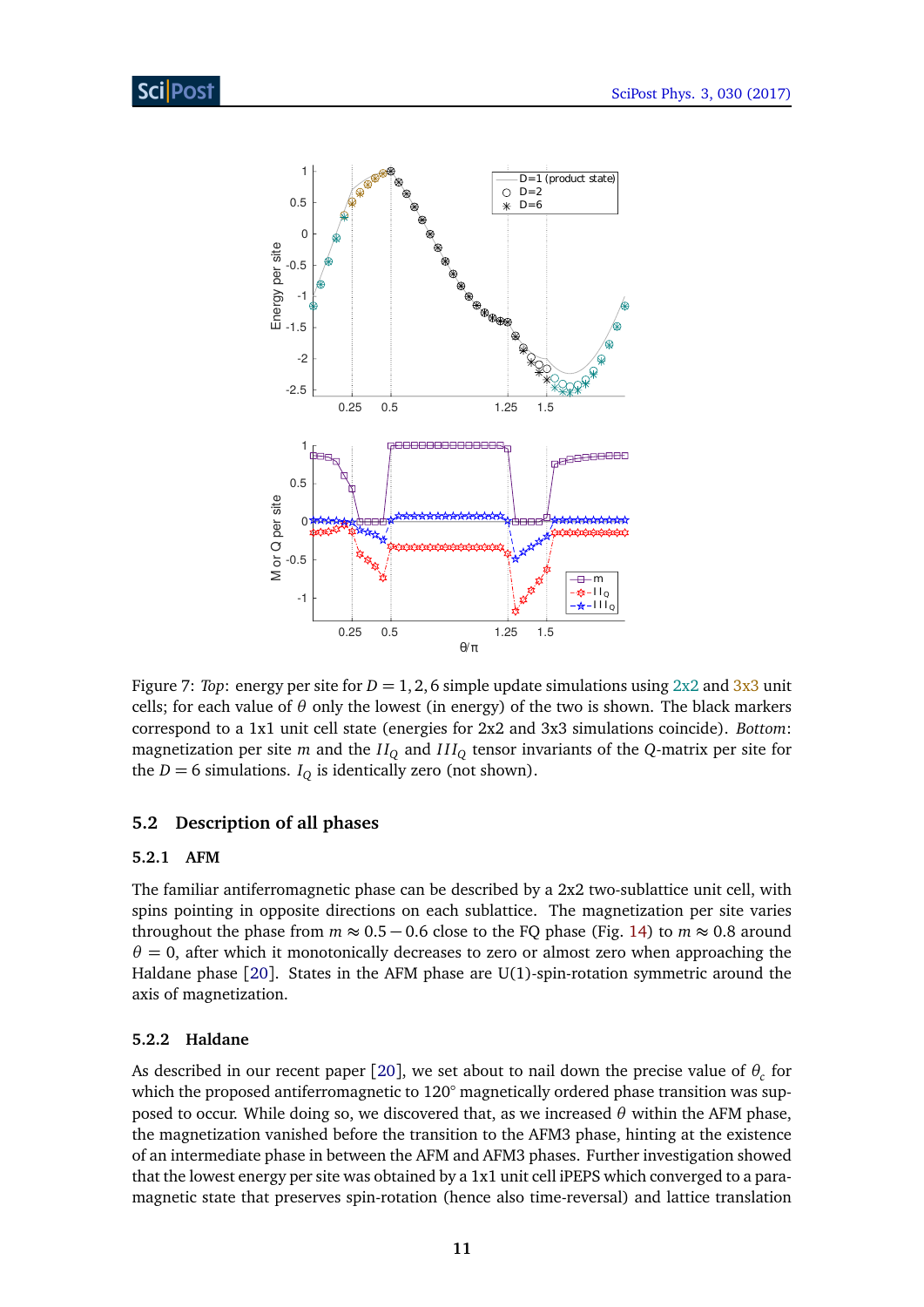Figure 7: *Top*: energy per site for $D = 1, 2, 6$ simple update simulations using 2x2 and 3x3 unit cells; for each value of $\theta$ only the lowest (in energy) of the two is shown. The black markers correspond to a 1x1 unit cell state (energies for 2x2 and 3x3 simulations coincide). *Bottom*: magnetization per site $m$ and the $II_Q$ and $III_Q$ tensor invariants of the $Q$-matrix per site for the $D = 6$ simulations. $I_Q$ is identically zero (not shown).

## 5.2 Description of all phases

### 5.2.1 AFM

The familiar antiferromagnetic phase can be described by a 2x2 two-sublattice unit cell, with spins pointing in opposite directions on each sublattice. The magnetization per site varies throughout the phase from $m \approx 0.5 - 0.6$ close to the FQ phase (Fig. 14) to $m \approx 0.8$ around $\theta = 0$, after which it monotonically decreases to zero or almost zero when approaching the Haldane phase [20]. States in the AFM phase are U(1)-spin-rotation symmetric around the axis of magnetization.

### 5.2.2 Haldane

As described in our recent paper [20], we set about to nail down the precise value of $\theta_c$ for which the proposed antiferromagnetic to 120° magnetically ordered phase transition was supposed to occur. While doing so, we discovered that, as we increased $\theta$ within the AFM phase, the magnetization vanished before the transition to the AFM3 phase, hinting at the existence of an intermediate phase in between the AFM and AFM3 phases. Further investigation showed that the lowest energy per site was obtained by a 1x1 unit cell iPEPS which converged to a paramagnetic state that preserves spin-rotation (hence also time-reversal) and lattice translation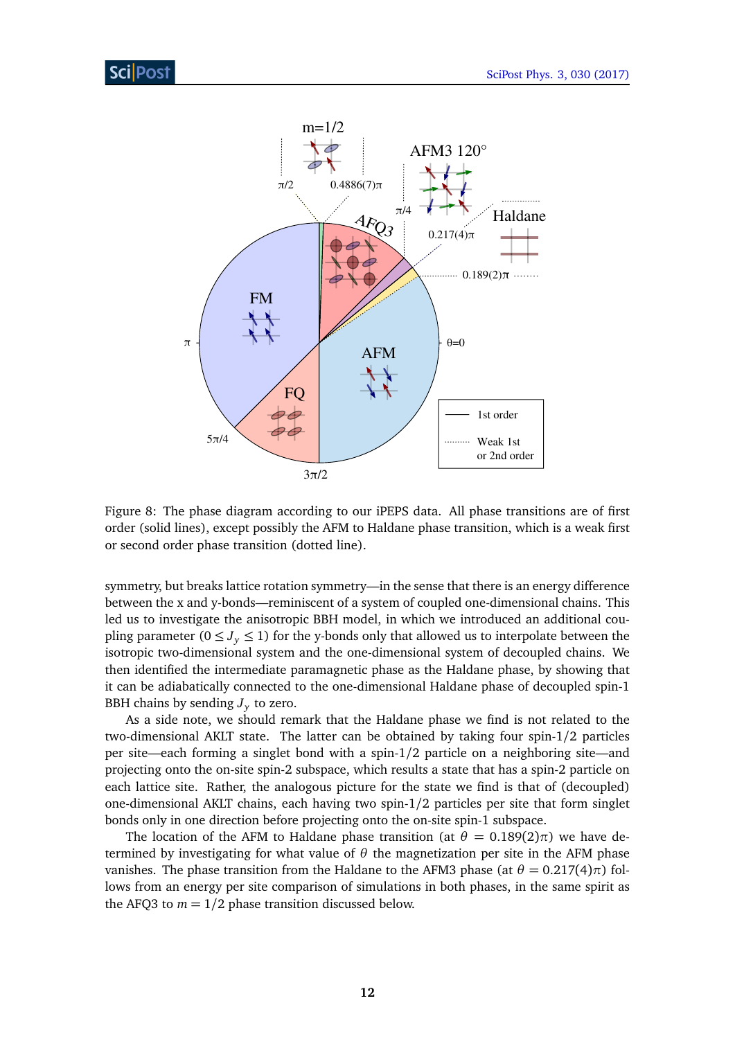Figure 8: The phase diagram according to our iPEPS data. All phase transitions are of first order (solid lines), except possibly the AFM to Haldane phase transition, which is a weak first or second order phase transition (dotted line).

symmetry, but breaks lattice rotation symmetry—in the sense that there is an energy difference between the x and y-bonds—reminiscent of a system of coupled one-dimensional chains. This led us to investigate the anisotropic BBH model, in which we introduced an additional coupling parameter ($0 \leq J_y \leq 1$) for the y-bonds only that allowed us to interpolate between the isotropic two-dimensional system and the one-dimensional system of decoupled chains. We then identified the intermediate paramagnetic phase as the Haldane phase, by showing that it can be adiabatically connected to the one-dimensional Haldane phase of decoupled spin-1 BBH chains by sending $J_y$ to zero.

As a side note, we should remark that the Haldane phase we find is not related to the two-dimensional AKLT state. The latter can be obtained by taking four spin-1/2 particles per site—each forming a singlet bond with a spin-1/2 particle on a neighboring site—and projecting onto the on-site spin-2 subspace, which results a state that has a spin-2 particle on each lattice site. Rather, the analogous picture for the state we find is that of (decoupled) one-dimensional AKLT chains, each having two spin-1/2 particles per site that form singlet bonds only in one direction before projecting onto the on-site spin-1 subspace.

The location of the AFM to Haldane phase transition (at $\theta = 0.189(2)\pi$) we have determined by investigating for what value of $\theta$ the magnetization per site in the AFM phase vanishes. The phase transition from the Haldane to the AFM3 phase (at $\theta = 0.217(4)\pi$) follows from an energy per site comparison of simulations in both phases, in the same spirit as the AFQ3 to $m = 1/2$ phase transition discussed below.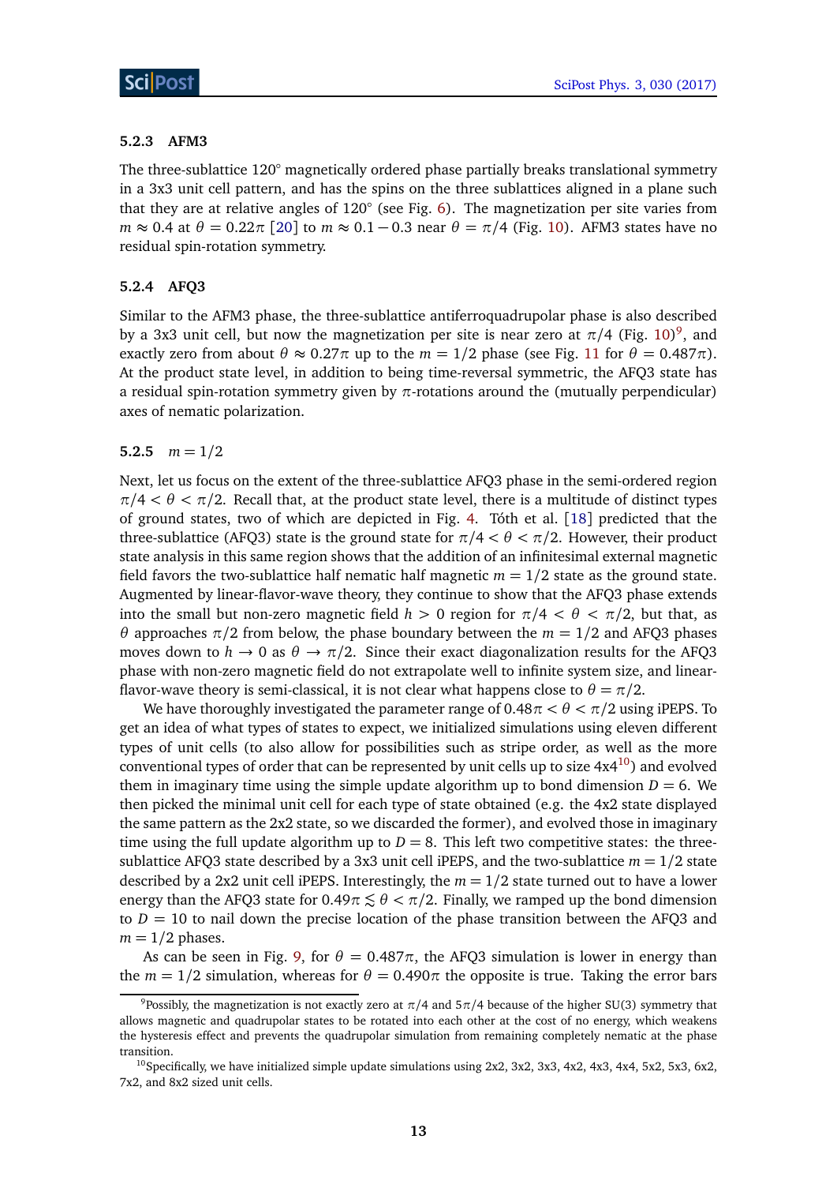### 5.2.3 AFM3

The three-sublattice 120° magnetically ordered phase partially breaks translational symmetry in a 3x3 unit cell pattern, and has the spins on the three sublattices aligned in a plane such that they are at relative angles of 120° (see Fig. 6). The magnetization per site varies from $m \approx 0.4$ at $\theta = 0.22\pi$ [20] to $m \approx 0.1 - 0.3$ near $\theta = \pi/4$ (Fig. 10). AFM3 states have no residual spin-rotation symmetry.

### 5.2.4 AFQ3

Similar to the AFM3 phase, the three-sublattice antiferroquadrupolar phase is also described by a 3x3 unit cell, but now the magnetization per site is near zero at $\pi/4$ (Fig. 10)[9], and exactly zero from about $\theta \approx 0.27\pi$ up to the $m = 1/2$ phase (see Fig. 11 for $\theta = 0.487\pi$). At the product state level, in addition to being time-reversal symmetric, the AFQ3 state has a residual spin-rotation symmetry given by $\pi$-rotations around the (mutually perpendicular) axes of nematic polarization.

### 5.2.5 $m = 1/2$

Next, let us focus on the extent of the three-sublattice AFQ3 phase in the semi-ordered region $\pi/4 < \theta < \pi/2$. Recall that, at the product state level, there is a multitude of distinct types of ground states, two of which are depicted in Fig. 4. Tóth et al. [18] predicted that the three-sublattice (AFQ3) state is the ground state for $\pi/4 < \theta < \pi/2$. However, their product state analysis in this same region shows that the addition of an infinitesimal external magnetic field favors the two-sublattice half nematic half magnetic $m = 1/2$ state as the ground state. Augmented by linear-flavor-wave theory, they continue to show that the AFQ3 phase extends into the small but non-zero magnetic field $h > 0$ region for $\pi/4 < \theta < \pi/2$, but that, as $\theta$ approaches $\pi/2$ from below, the phase boundary between the $m = 1/2$ and AFQ3 phases moves down to $h \to 0$ as $\theta \to \pi/2$. Since their exact diagonalization results for the AFQ3 phase with non-zero magnetic field do not extrapolate well to infinite system size, and linear-flavor-wave theory is semi-classical, it is not clear what happens close to $\theta = \pi/2$.

We have thoroughly investigated the parameter range of $0.48\pi < \theta < \pi/2$ using iPEPS. To get an idea of what types of states to expect, we initialized simulations using eleven different types of unit cells (to also allow for possibilities such as stripe order, as well as the more conventional types of order that can be represented by unit cells up to size 4x4[10]) and evolved them in imaginary time using the simple update algorithm up to bond dimension $D = 6$. We then picked the minimal unit cell for each type of state obtained (e.g. the 4x2 state displayed the same pattern as the 2x2 state, so we discarded the former), and evolved those in imaginary time using the full update algorithm up to $D = 8$. This left two competitive states: the three-sublattice AFQ3 state described by a 3x3 unit cell iPEPS, and the two-sublattice $m = 1/2$ state described by a 2x2 unit cell iPEPS. Interestingly, the $m = 1/2$ state turned out to have a lower energy than the AFQ3 state for $0.49\pi \lesssim \theta < \pi/2$. Finally, we ramped up the bond dimension to $D = 10$ to nail down the precise location of the phase transition between the AFQ3 and $m = 1/2$ phases.

As can be seen in Fig. 9, for $\theta = 0.487\pi$, the AFQ3 simulation is lower in energy than the $m = 1/2$ simulation, whereas for $\theta = 0.490\pi$ the opposite is true. Taking the error bars

---

[9] Possibly, the magnetization is not exactly zero at $\pi/4$ and $5\pi/4$ because of the higher SU(3) symmetry that allows magnetic and quadrupolar states to be rotated into each other at the cost of no energy, which weakens the hysteresis effect and prevents the quadrupolar simulation from remaining completely nematic at the phase transition.

[10] Specifically, we have initialized simple update simulations using 2x2, 3x2, 3x3, 4x2, 4x3, 4x4, 5x2, 5x3, 6x2, 7x2, and 8x2 sized unit cells.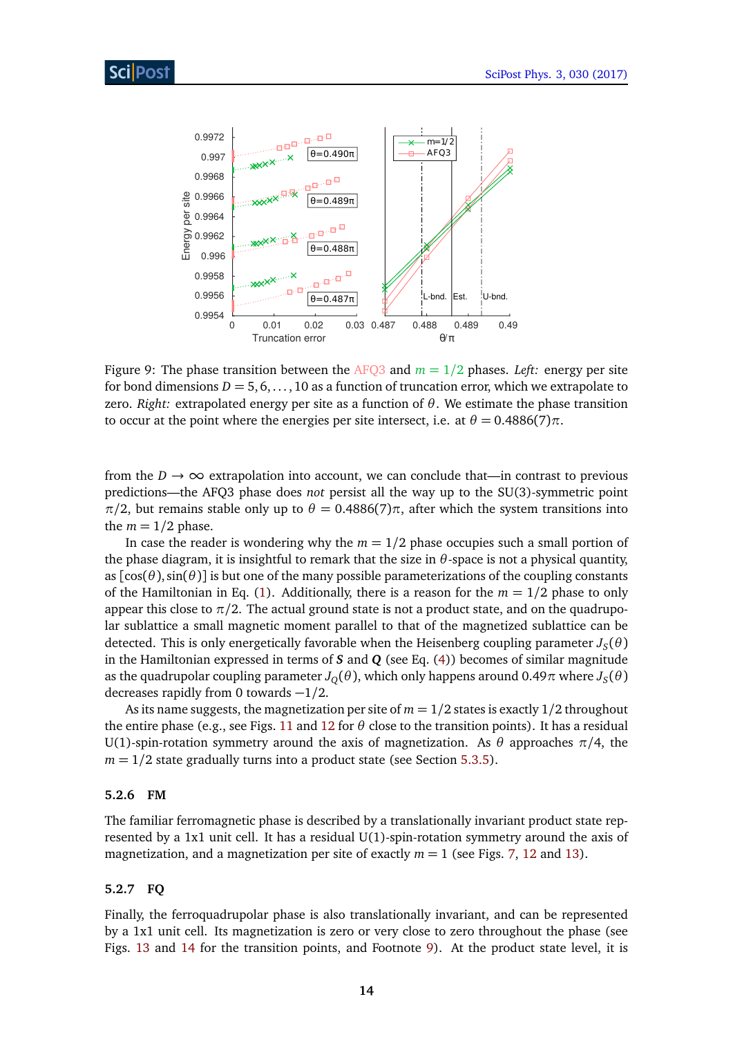Figure 9: The phase transition between the AFQ3 and $m = 1/2$ phases. *Left:* energy per site for bond dimensions $D = 5, 6, \ldots, 10$ as a function of truncation error, which we extrapolate to zero. *Right:* extrapolated energy per site as a function of $\theta$. We estimate the phase transition to occur at the point where the energies per site intersect, i.e. at $\theta = 0.4886(7)\pi$.

from the $D \to \infty$ extrapolation into account, we can conclude that—in contrast to previous predictions—the AFQ3 phase does *not* persist all the way up to the SU(3)-symmetric point $\pi/2$, but remains stable only up to $\theta = 0.4886(7)\pi$, after which the system transitions into the $m = 1/2$ phase.

In case the reader is wondering why the $m = 1/2$ phase occupies such a small portion of the phase diagram, it is insightful to remark that the size in $\theta$-space is not a physical quantity, as $[\cos(\theta), \sin(\theta)]$ is but one of the many possible parameterizations of the coupling constants of the Hamiltonian in Eq. (1). Additionally, there is a reason for the $m = 1/2$ phase to only appear this close to $\pi/2$. The actual ground state is not a product state, and on the quadrupolar sublattice a small magnetic moment parallel to that of the magnetized sublattice can be detected. This is only energetically favorable when the Heisenberg coupling parameter $J_S(\theta)$ in the Hamiltonian expressed in terms of $\boldsymbol{S}$ and $\boldsymbol{Q}$ (see Eq. (4)) becomes of similar magnitude as the quadrupolar coupling parameter $J_Q(\theta)$, which only happens around $0.49\pi$ where $J_S(\theta)$ decreases rapidly from 0 towards $-1/2$.

As its name suggests, the magnetization per site of $m = 1/2$ states is exactly $1/2$ throughout the entire phase (e.g., see Figs. 11 and 12 for $\theta$ close to the transition points). It has a residual U(1)-spin-rotation symmetry around the axis of magnetization. As $\theta$ approaches $\pi/4$, the $m = 1/2$ state gradually turns into a product state (see Section 5.3.5).

### 5.2.6 FM

The familiar ferromagnetic phase is described by a translationally invariant product state represented by a 1x1 unit cell. It has a residual U(1)-spin-rotation symmetry around the axis of magnetization, and a magnetization per site of exactly $m = 1$ (see Figs. 7, 12 and 13).

### 5.2.7 FQ

Finally, the ferroquadrupolar phase is also translationally invariant, and can be represented by a 1x1 unit cell. Its magnetization is zero or very close to zero throughout the phase (see Figs. 13 and 14 for the transition points, and Footnote 9). At the product state level, it is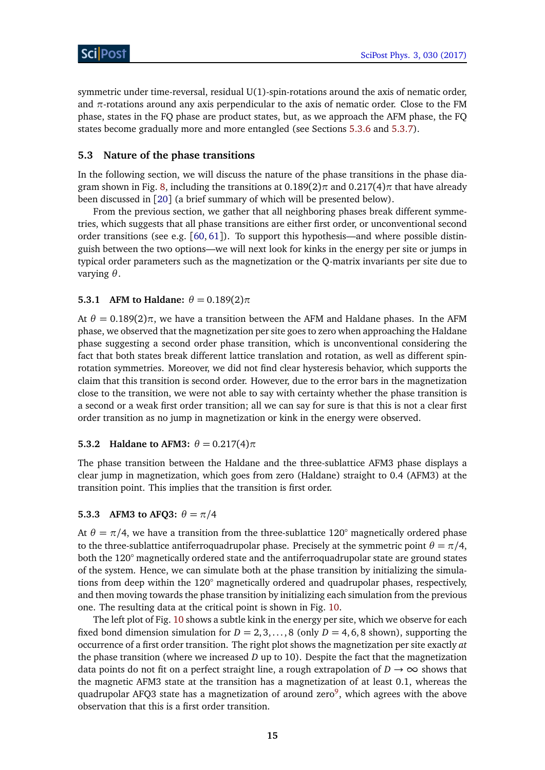symmetric under time-reversal, residual U(1)-spin-rotations around the axis of nematic order, and $\pi$-rotations around any axis perpendicular to the axis of nematic order. Close to the FM phase, states in the FQ phase are product states, but, as we approach the AFM phase, the FQ states become gradually more and more entangled (see Sections 5.3.6 and 5.3.7).

## 5.3 Nature of the phase transitions

In the following section, we will discuss the nature of the phase transitions in the phase diagram shown in Fig. 8, including the transitions at $0.189(2)\pi$ and $0.217(4)\pi$ that have already been discussed in [20] (a brief summary of which will be presented below).

From the previous section, we gather that all neighboring phases break different symmetries, which suggests that all phase transitions are either first order, or unconventional second order transitions (see e.g. [60, 61]). To support this hypothesis—and where possible distinguish between the two options—we will next look for kinks in the energy per site or jumps in typical order parameters such as the magnetization or the Q-matrix invariants per site due to varying $\theta$.

### 5.3.1 AFM to Haldane: $\theta = 0.189(2)\pi$

At $\theta = 0.189(2)\pi$, we have a transition between the AFM and Haldane phases. In the AFM phase, we observed that the magnetization per site goes to zero when approaching the Haldane phase suggesting a second order phase transition, which is unconventional considering the fact that both states break different lattice translation and rotation, as well as different spin-rotation symmetries. Moreover, we did not find clear hysteresis behavior, which supports the claim that this transition is second order. However, due to the error bars in the magnetization close to the transition, we were not able to say with certainty whether the phase transition is a second or a weak first order transition; all we can say for sure is that this is not a clear first order transition as no jump in magnetization or kink in the energy were observed.

### 5.3.2 Haldane to AFM3: $\theta = 0.217(4)\pi$

The phase transition between the Haldane and the three-sublattice AFM3 phase displays a clear jump in magnetization, which goes from zero (Haldane) straight to 0.4 (AFM3) at the transition point. This implies that the transition is first order.

### 5.3.3 AFM3 to AFQ3: $\theta = \pi/4$

At $\theta = \pi/4$, we have a transition from the three-sublattice 120° magnetically ordered phase to the three-sublattice antiferroquadrupolar phase. Precisely at the symmetric point $\theta = \pi/4$, both the 120° magnetically ordered state and the antiferroquadrupolar state are ground states of the system. Hence, we can simulate both at the phase transition by initializing the simulations from deep within the 120° magnetically ordered and quadrupolar phases, respectively, and then moving towards the phase transition by initializing each simulation from the previous one. The resulting data at the critical point is shown in Fig. 10.

The left plot of Fig. 10 shows a subtle kink in the energy per site, which we observe for each fixed bond dimension simulation for $D = 2, 3, \ldots, 8$ (only $D = 4, 6, 8$ shown), supporting the occurrence of a first order transition. The right plot shows the magnetization per site exactly *at* the phase transition (where we increased $D$ up to 10). Despite the fact that the magnetization data points do not fit on a perfect straight line, a rough extrapolation of $D \to \infty$ shows that the magnetic AFM3 state at the transition has a magnetization of at least 0.1, whereas the quadrupolar AFQ3 state has a magnetization of around zero[9], which agrees with the above observation that this is a first order transition.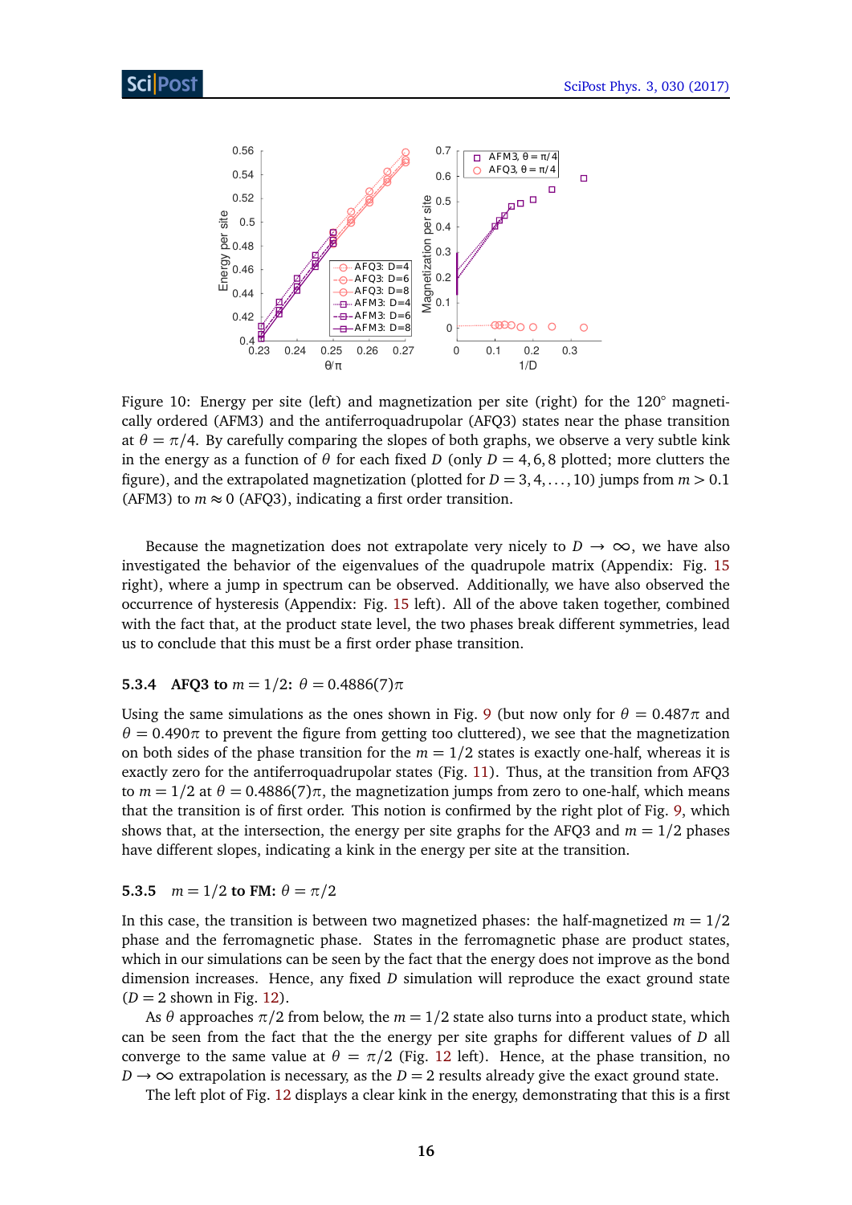Figure 10: Energy per site (left) and magnetization per site (right) for the 120° magnetically ordered (AFM3) and the antiferroquadrupolar (AFQ3) states near the phase transition at $\theta = \pi/4$. By carefully comparing the slopes of both graphs, we observe a very subtle kink in the energy as a function of $\theta$ for each fixed $D$ (only $D = 4, 6, 8$ plotted; more clutters the figure), and the extrapolated magnetization (plotted for $D = 3, 4, \ldots, 10$) jumps from $m > 0.1$ (AFM3) to $m \approx 0$ (AFQ3), indicating a first order transition.

Because the magnetization does not extrapolate very nicely to $D \to \infty$, we have also investigated the behavior of the eigenvalues of the quadrupole matrix (Appendix: Fig. 15 right), where a jump in spectrum can be observed. Additionally, we have also observed the occurrence of hysteresis (Appendix: Fig. 15 left). All of the above taken together, combined with the fact that, at the product state level, the two phases break different symmetries, lead us to conclude that this must be a first order phase transition.

### 5.3.4 AFQ3 to $m = 1/2$: $\theta = 0.4886(7)\pi$

Using the same simulations as the ones shown in Fig. 9 (but now only for $\theta = 0.487\pi$ and $\theta = 0.490\pi$ to prevent the figure from getting too cluttered), we see that the magnetization on both sides of the phase transition for the $m = 1/2$ states is exactly one-half, whereas it is exactly zero for the antiferroquadrupolar states (Fig. 11). Thus, at the transition from AFQ3 to $m = 1/2$ at $\theta = 0.4886(7)\pi$, the magnetization jumps from zero to one-half, which means that the transition is of first order. This notion is confirmed by the right plot of Fig. 9, which shows that, at the intersection, the energy per site graphs for the AFQ3 and $m = 1/2$ phases have different slopes, indicating a kink in the energy per site at the transition.

### 5.3.5 $m = 1/2$ to FM: $\theta = \pi/2$

In this case, the transition is between two magnetized phases: the half-magnetized $m = 1/2$ phase and the ferromagnetic phase. States in the ferromagnetic phase are product states, which in our simulations can be seen by the fact that the energy does not improve as the bond dimension increases. Hence, any fixed $D$ simulation will reproduce the exact ground state ($D = 2$ shown in Fig. 12).

As $\theta$ approaches $\pi/2$ from below, the $m = 1/2$ state also turns into a product state, which can be seen from the fact that the the energy per site graphs for different values of $D$ all converge to the same value at $\theta = \pi/2$ (Fig. 12 left). Hence, at the phase transition, no $D \to \infty$ extrapolation is necessary, as the $D = 2$ results already give the exact ground state.

The left plot of Fig. 12 displays a clear kink in the energy, demonstrating that this is a first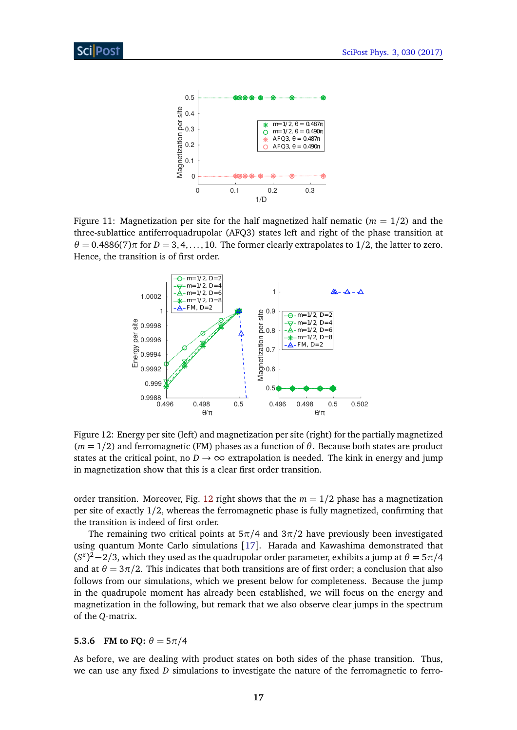Figure 11: Magnetization per site for the half magnetized half nematic ($m = 1/2$) and the three-sublattice antiferroquadrupolar (AFQ3) states left and right of the phase transition at $\theta = 0.4886(7)\pi$ for $D = 3, 4, \ldots, 10$. The former clearly extrapolates to $1/2$, the latter to zero. Hence, the transition is of first order.

Figure 12: Energy per site (left) and magnetization per site (right) for the partially magnetized ($m = 1/2$) and ferromagnetic (FM) phases as a function of $\theta$. Because both states are product states at the critical point, no $D \to \infty$ extrapolation is needed. The kink in energy and jump in magnetization show that this is a clear first order transition.

order transition. Moreover, Fig. 12 right shows that the $m = 1/2$ phase has a magnetization per site of exactly $1/2$, whereas the ferromagnetic phase is fully magnetized, confirming that the transition is indeed of first order.

The remaining two critical points at $5\pi/4$ and $3\pi/2$ have previously been investigated using quantum Monte Carlo simulations [17]. Harada and Kawashima demonstrated that $(S^z)^2 - 2/3$, which they used as the quadrupolar order parameter, exhibits a jump at $\theta = 5\pi/4$ and at $\theta = 3\pi/2$. This indicates that both transitions are of first order; a conclusion that also follows from our simulations, which we present below for completeness. Because the jump in the quadrupole moment has already been established, we will focus on the energy and magnetization in the following, but remark that we also observe clear jumps in the spectrum of the $Q$-matrix.

#### 5.3.6 FM to FQ: $\theta = 5\pi/4$

As before, we are dealing with product states on both sides of the phase transition. Thus, we can use any fixed $D$ simulations to investigate the nature of the ferromagnetic to ferro-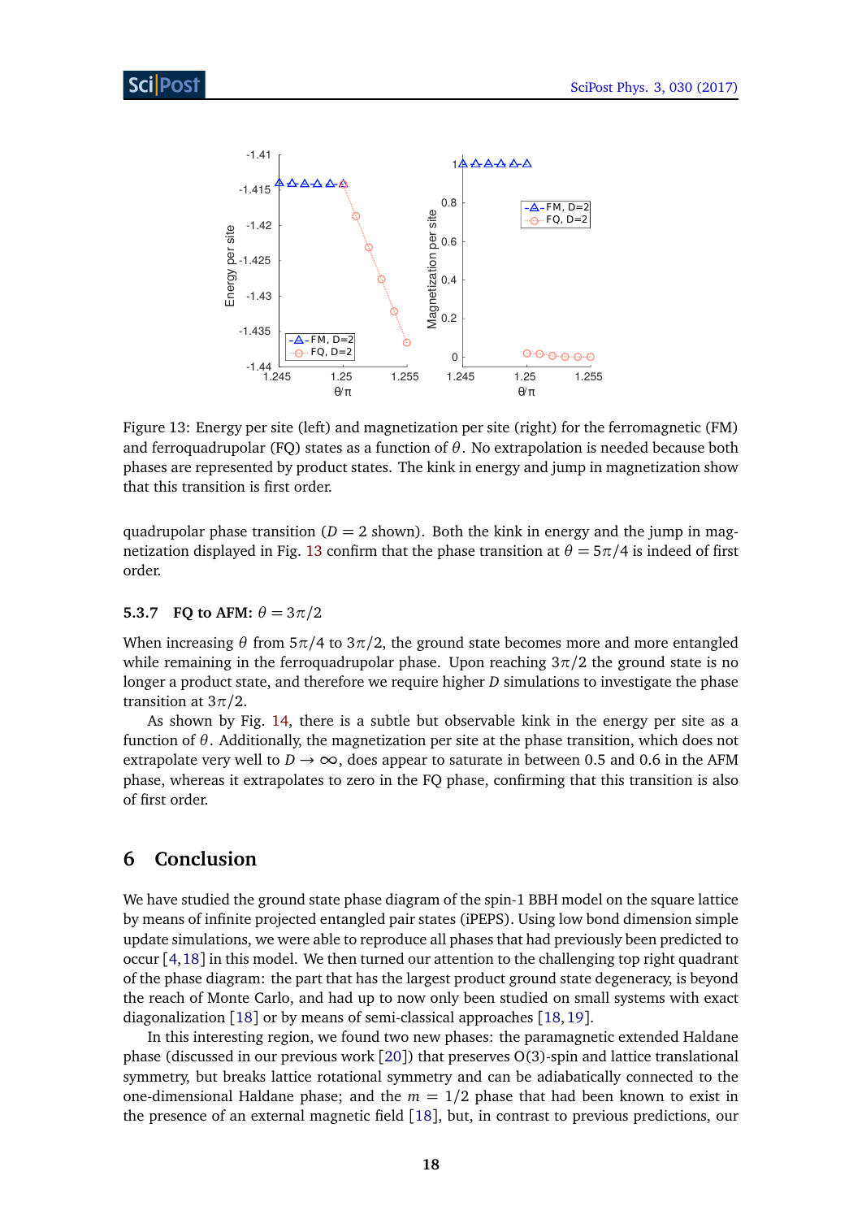Figure 13: Energy per site (left) and magnetization per site (right) for the ferromagnetic (FM) and ferroquadrupolar (FQ) states as a function of $\theta$. No extrapolation is needed because both phases are represented by product states. The kink in energy and jump in magnetization show that this transition is first order.

quadrupolar phase transition ($D = 2$ shown). Both the kink in energy and the jump in magnetization displayed in Fig. 13 confirm that the phase transition at $\theta = 5\pi/4$ is indeed of first order.

### 5.3.7 FQ to AFM: $\theta = 3\pi/2$

When increasing $\theta$ from $5\pi/4$ to $3\pi/2$, the ground state becomes more and more entangled while remaining in the ferroquadrupolar phase. Upon reaching $3\pi/2$ the ground state is no longer a product state, and therefore we require higher $D$ simulations to investigate the phase transition at $3\pi/2$.

As shown by Fig. 14, there is a subtle but observable kink in the energy per site as a function of $\theta$. Additionally, the magnetization per site at the phase transition, which does not extrapolate very well to $D \to \infty$, does appear to saturate in between 0.5 and 0.6 in the AFM phase, whereas it extrapolates to zero in the FQ phase, confirming that this transition is also of first order.

## 6 Conclusion

We have studied the ground state phase diagram of the spin-1 BBH model on the square lattice by means of infinite projected entangled pair states (iPEPS). Using low bond dimension simple update simulations, we were able to reproduce all phases that had previously been predicted to occur [4, 18] in this model. We then turned our attention to the challenging top right quadrant of the phase diagram: the part that has the largest product ground state degeneracy, is beyond the reach of Monte Carlo, and had up to now only been studied on small systems with exact diagonalization [18] or by means of semi-classical approaches [18, 19].

In this interesting region, we found two new phases: the paramagnetic extended Haldane phase (discussed in our previous work [20]) that preserves O(3)-spin and lattice translational symmetry, but breaks lattice rotational symmetry and can be adiabatically connected to the one-dimensional Haldane phase; and the $m = 1/2$ phase that had been known to exist in the presence of an external magnetic field [18], but, in contrast to previous predictions, our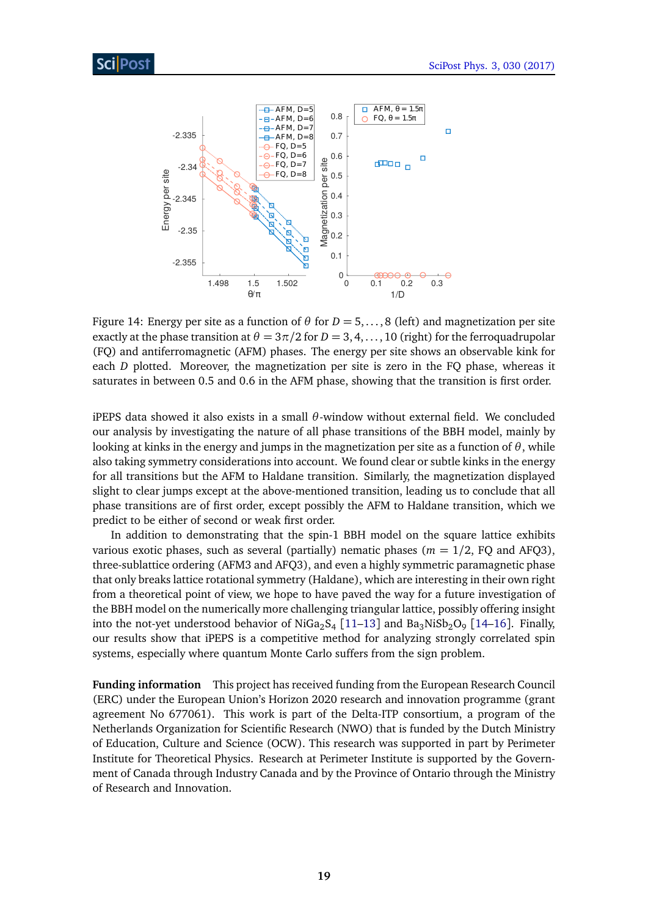Figure 14: Energy per site as a function of $\theta$ for $D = 5, \ldots, 8$ (left) and magnetization per site exactly at the phase transition at $\theta = 3\pi/2$ for $D = 3, 4, \ldots, 10$ (right) for the ferroquadrupolar (FQ) and antiferromagnetic (AFM) phases. The energy per site shows an observable kink for each $D$ plotted. Moreover, the magnetization per site is zero in the FQ phase, whereas it saturates in between 0.5 and 0.6 in the AFM phase, showing that the transition is first order.

iPEPS data showed it also exists in a small $\theta$-window without external field. We concluded our analysis by investigating the nature of all phase transitions of the BBH model, mainly by looking at kinks in the energy and jumps in the magnetization per site as a function of $\theta$, while also taking symmetry considerations into account. We found clear or subtle kinks in the energy for all transitions but the AFM to Haldane transition. Similarly, the magnetization displayed slight to clear jumps except at the above-mentioned transition, leading us to conclude that all phase transitions are of first order, except possibly the AFM to Haldane transition, which we predict to be either of second or weak first order.

In addition to demonstrating that the spin-1 BBH model on the square lattice exhibits various exotic phases, such as several (partially) nematic phases ($m = 1/2$, FQ and AFQ3), three-sublattice ordering (AFM3 and AFQ3), and even a highly symmetric paramagnetic phase that only breaks lattice rotational symmetry (Haldane), which are interesting in their own right from a theoretical point of view, we hope to have paved the way for a future investigation of the BBH model on the numerically more challenging triangular lattice, possibly offering insight into the not-yet understood behavior of $NiGa_2S_4$ [11–13] and $Ba_3NiSb_2O_9$ [14–16]. Finally, our results show that iPEPS is a competitive method for analyzing strongly correlated spin systems, especially where quantum Monte Carlo suffers from the sign problem.

**Funding information** This project has received funding from the European Research Council (ERC) under the European Union's Horizon 2020 research and innovation programme (grant agreement No 677061). This work is part of the Delta-ITP consortium, a program of the Netherlands Organization for Scientific Research (NWO) that is funded by the Dutch Ministry of Education, Culture and Science (OCW). This research was supported in part by Perimeter Institute for Theoretical Physics. Research at Perimeter Institute is supported by the Government of Canada through Industry Canada and by the Province of Ontario through the Ministry of Research and Innovation.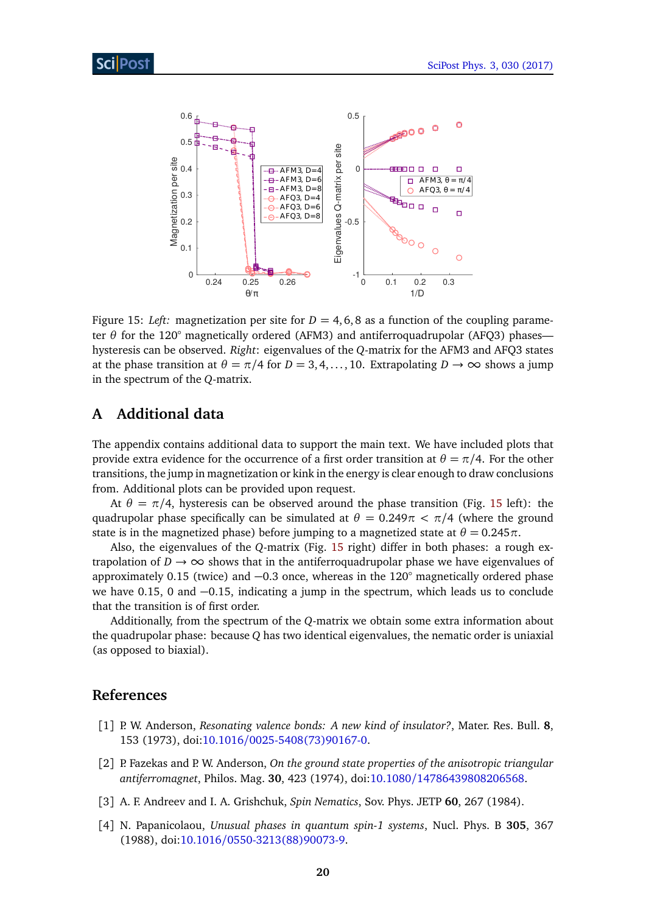Figure 15: *Left:* magnetization per site for $D = 4, 6, 8$ as a function of the coupling parameter $\theta$ for the 120° magnetically ordered (AFM3) and antiferroquadrupolar (AFQ3) phases—hysteresis can be observed. *Right*: eigenvalues of the $Q$-matrix for the AFM3 and AFQ3 states at the phase transition at $\theta = \pi/4$ for $D = 3, 4, \ldots, 10$. Extrapolating $D \to \infty$ shows a jump in the spectrum of the $Q$-matrix.

## A Additional data

The appendix contains additional data to support the main text. We have included plots that provide extra evidence for the occurrence of a first order transition at $\theta = \pi/4$. For the other transitions, the jump in magnetization or kink in the energy is clear enough to draw conclusions from. Additional plots can be provided upon request.

At $\theta = \pi/4$, hysteresis can be observed around the phase transition (Fig. 15 left): the quadrupolar phase specifically can be simulated at $\theta = 0.249\pi < \pi/4$ (where the ground state is in the magnetized phase) before jumping to a magnetized state at $\theta = 0.245\pi$.

Also, the eigenvalues of the $Q$-matrix (Fig. 15 right) differ in both phases: a rough extrapolation of $D \to \infty$ shows that in the antiferroquadrupolar phase we have eigenvalues of approximately 0.15 (twice) and $-0.3$ once, whereas in the 120° magnetically ordered phase we have 0.15, 0 and $-0.15$, indicating a jump in the spectrum, which leads us to conclude that the transition is of first order.

Additionally, from the spectrum of the $Q$-matrix we obtain some extra information about the quadrupolar phase: because $Q$ has two identical eigenvalues, the nematic order is uniaxial (as opposed to biaxial).

## References

[1] P. W. Anderson, *Resonating valence bonds: A new kind of insulator?*, Mater. Res. Bull. **8**, 153 (1973), doi:10.1016/0025-5408(73)90167-0.

[2] P. Fazekas and P. W. Anderson, *On the ground state properties of the anisotropic triangular antiferromagnet*, Philos. Mag. **30**, 423 (1974), doi:10.1080/14786439808206568.

[3] A. F. Andreev and I. A. Grishchuk, *Spin Nematics*, Sov. Phys. JETP **60**, 267 (1984).

[4] N. Papanicolaou, *Unusual phases in quantum spin-1 systems*, Nucl. Phys. B **305**, 367 (1988), doi:10.1016/0550-3213(88)90073-9.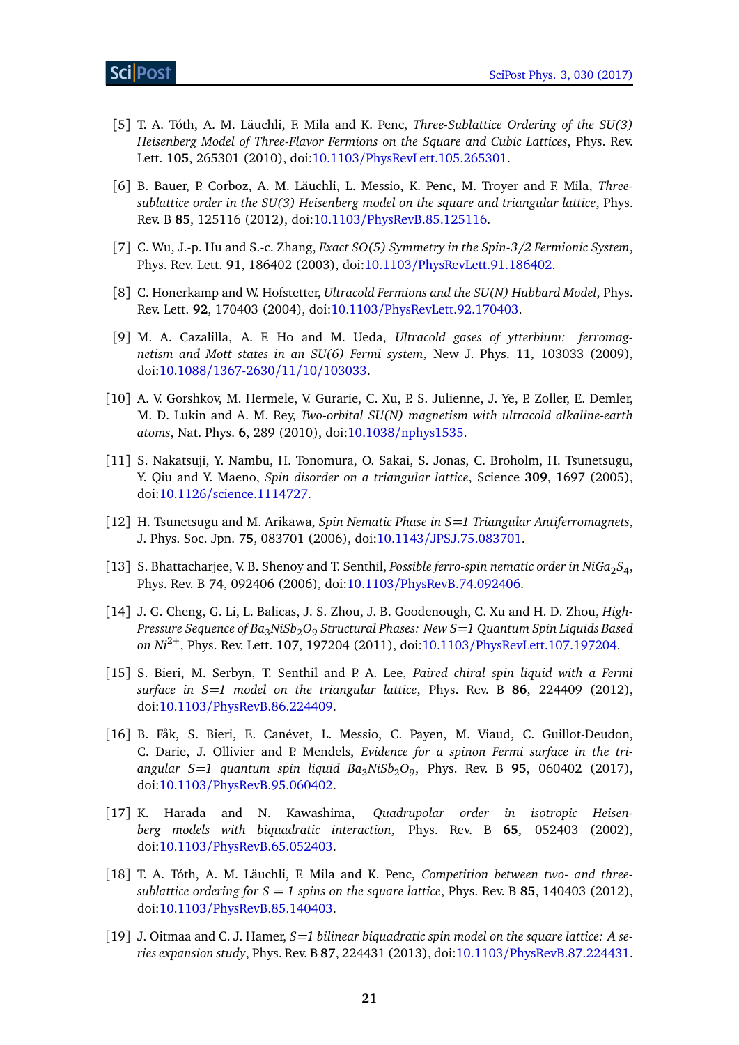[5] T. A. Tóth, A. M. Läuchli, F. Mila and K. Penc, *Three-Sublattice Ordering of the SU(3) Heisenberg Model of Three-Flavor Fermions on the Square and Cubic Lattices*, Phys. Rev. Lett. **105**, 265301 (2010), doi:10.1103/PhysRevLett.105.265301.

[6] B. Bauer, P. Corboz, A. M. Läuchli, L. Messio, K. Penc, M. Troyer and F. Mila, *Three-sublattice order in the SU(3) Heisenberg model on the square and triangular lattice*, Phys. Rev. B **85**, 125116 (2012), doi:10.1103/PhysRevB.85.125116.

[7] C. Wu, J.-p. Hu and S.-c. Zhang, *Exact SO(5) Symmetry in the Spin-3/2 Fermionic System*, Phys. Rev. Lett. **91**, 186402 (2003), doi:10.1103/PhysRevLett.91.186402.

[8] C. Honerkamp and W. Hofstetter, *Ultracold Fermions and the SU(N) Hubbard Model*, Phys. Rev. Lett. **92**, 170403 (2004), doi:10.1103/PhysRevLett.92.170403.

[9] M. A. Cazalilla, A. F. Ho and M. Ueda, *Ultracold gases of ytterbium: ferromagnetism and Mott states in an SU(6) Fermi system*, New J. Phys. **11**, 103033 (2009), doi:10.1088/1367-2630/11/10/103033.

[10] A. V. Gorshkov, M. Hermele, V. Gurarie, C. Xu, P. S. Julienne, J. Ye, P. Zoller, E. Demler, M. D. Lukin and A. M. Rey, *Two-orbital SU(N) magnetism with ultracold alkaline-earth atoms*, Nat. Phys. **6**, 289 (2010), doi:10.1038/nphys1535.

[11] S. Nakatsuji, Y. Nambu, H. Tonomura, O. Sakai, S. Jonas, C. Broholm, H. Tsunetsugu, Y. Qiu and Y. Maeno, *Spin disorder on a triangular lattice*, Science **309**, 1697 (2005), doi:10.1126/science.1114727.

[12] H. Tsunetsugu and M. Arikawa, *Spin Nematic Phase in S=1 Triangular Antiferromagnets*, J. Phys. Soc. Jpn. **75**, 083701 (2006), doi:10.1143/JPSJ.75.083701.

[13] S. Bhattacharjee, V. B. Shenoy and T. Senthil, *Possible ferro-spin nematic order in $NiGa_2S_4$*, Phys. Rev. B **74**, 092406 (2006), doi:10.1103/PhysRevB.74.092406.

[14] J. G. Cheng, G. Li, L. Balicas, J. S. Zhou, J. B. Goodenough, C. Xu and H. D. Zhou, *High-Pressure Sequence of $Ba_3NiSb_2O_9$ Structural Phases: New S=1 Quantum Spin Liquids Based on $Ni^{2+}$*, Phys. Rev. Lett. **107**, 197204 (2011), doi:10.1103/PhysRevLett.107.197204.

[15] S. Bieri, M. Serbyn, T. Senthil and P. A. Lee, *Paired chiral spin liquid with a Fermi surface in S=1 model on the triangular lattice*, Phys. Rev. B **86**, 224409 (2012), doi:10.1103/PhysRevB.86.224409.

[16] B. Fåk, S. Bieri, E. Canévet, L. Messio, C. Payen, M. Viaud, C. Guillot-Deudon, C. Darie, J. Ollivier and P. Mendels, *Evidence for a spinon Fermi surface in the triangular S=1 quantum spin liquid $Ba_3NiSb_2O_9$*, Phys. Rev. B **95**, 060402 (2017), doi:10.1103/PhysRevB.95.060402.

[17] K. Harada and N. Kawashima, *Quadrupolar order in isotropic Heisenberg models with biquadratic interaction*, Phys. Rev. B **65**, 052403 (2002), doi:10.1103/PhysRevB.65.052403.

[18] T. A. Tóth, A. M. Läuchli, F. Mila and K. Penc, *Competition between two- and three-sublattice ordering for $S = 1$ spins on the square lattice*, Phys. Rev. B **85**, 140403 (2012), doi:10.1103/PhysRevB.85.140403.

[19] J. Oitmaa and C. J. Hamer, *S=1 bilinear biquadratic spin model on the square lattice: A series expansion study*, Phys. Rev. B **87**, 224431 (2013), doi:10.1103/PhysRevB.87.224431.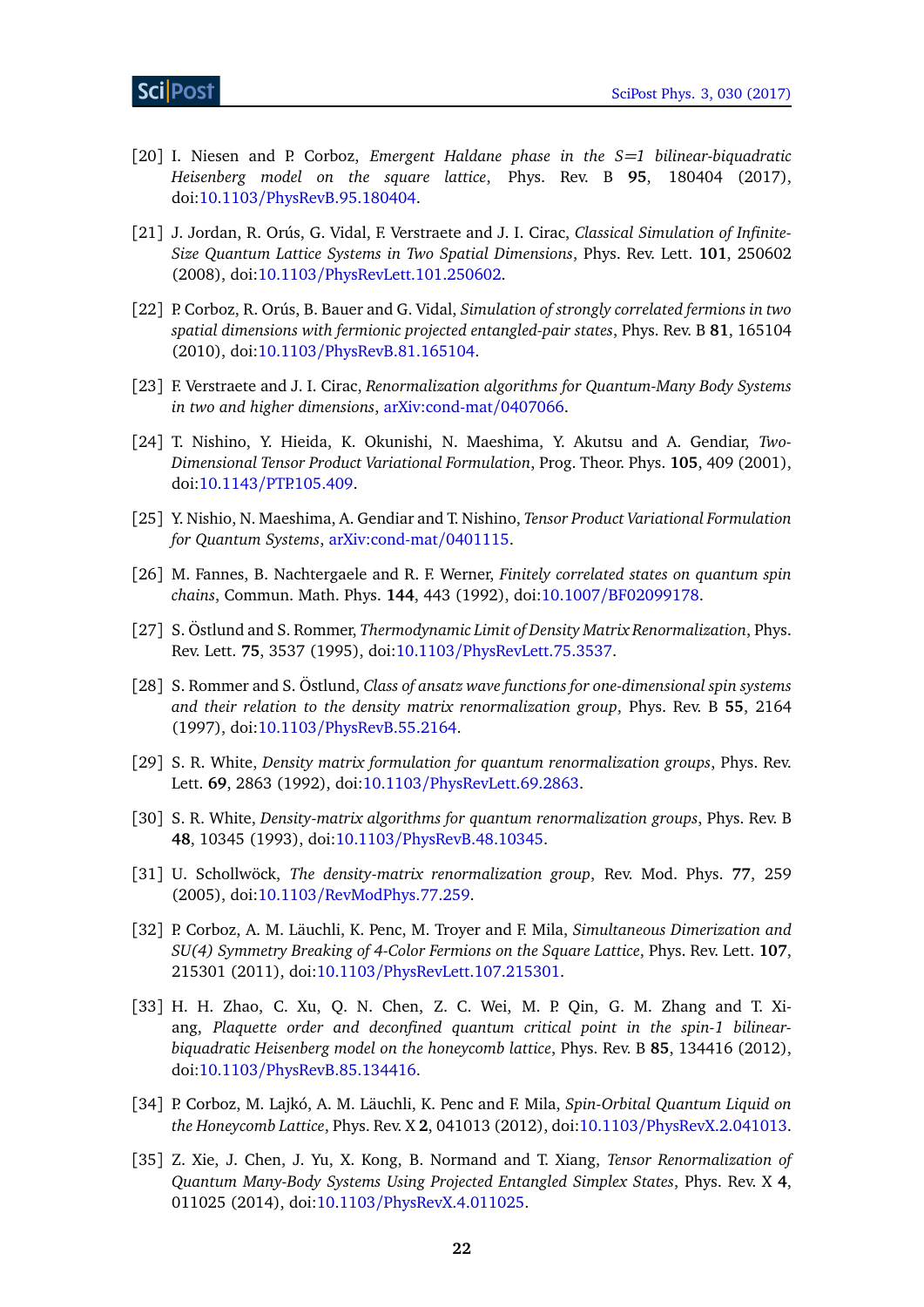[20] I. Niesen and P. Corboz, *Emergent Haldane phase in the S=1 bilinear-biquadratic Heisenberg model on the square lattice*, Phys. Rev. B **95**, 180404 (2017), doi:10.1103/PhysRevB.95.180404.

[21] J. Jordan, R. Orús, G. Vidal, F. Verstraete and J. I. Cirac, *Classical Simulation of Infinite-Size Quantum Lattice Systems in Two Spatial Dimensions*, Phys. Rev. Lett. **101**, 250602 (2008), doi:10.1103/PhysRevLett.101.250602.

[22] P. Corboz, R. Orús, B. Bauer and G. Vidal, *Simulation of strongly correlated fermions in two spatial dimensions with fermionic projected entangled-pair states*, Phys. Rev. B **81**, 165104 (2010), doi:10.1103/PhysRevB.81.165104.

[23] F. Verstraete and J. I. Cirac, *Renormalization algorithms for Quantum-Many Body Systems in two and higher dimensions*, arXiv:cond-mat/0407066.

[24] T. Nishino, Y. Hieida, K. Okunishi, N. Maeshima, Y. Akutsu and A. Gendiar, *Two-Dimensional Tensor Product Variational Formulation*, Prog. Theor. Phys. **105**, 409 (2001), doi:10.1143/PTP.105.409.

[25] Y. Nishio, N. Maeshima, A. Gendiar and T. Nishino, *Tensor Product Variational Formulation for Quantum Systems*, arXiv:cond-mat/0401115.

[26] M. Fannes, B. Nachtergaele and R. F. Werner, *Finitely correlated states on quantum spin chains*, Commun. Math. Phys. **144**, 443 (1992), doi:10.1007/BF02099178.

[27] S. Östlund and S. Rommer, *Thermodynamic Limit of Density Matrix Renormalization*, Phys. Rev. Lett. **75**, 3537 (1995), doi:10.1103/PhysRevLett.75.3537.

[28] S. Rommer and S. Östlund, *Class of ansatz wave functions for one-dimensional spin systems and their relation to the density matrix renormalization group*, Phys. Rev. B **55**, 2164 (1997), doi:10.1103/PhysRevB.55.2164.

[29] S. R. White, *Density matrix formulation for quantum renormalization groups*, Phys. Rev. Lett. **69**, 2863 (1992), doi:10.1103/PhysRevLett.69.2863.

[30] S. R. White, *Density-matrix algorithms for quantum renormalization groups*, Phys. Rev. B **48**, 10345 (1993), doi:10.1103/PhysRevB.48.10345.

[31] U. Schollwöck, *The density-matrix renormalization group*, Rev. Mod. Phys. **77**, 259 (2005), doi:10.1103/RevModPhys.77.259.

[32] P. Corboz, A. M. Läuchli, K. Penc, M. Troyer and F. Mila, *Simultaneous Dimerization and SU(4) Symmetry Breaking of 4-Color Fermions on the Square Lattice*, Phys. Rev. Lett. **107**, 215301 (2011), doi:10.1103/PhysRevLett.107.215301.

[33] H. H. Zhao, C. Xu, Q. N. Chen, Z. C. Wei, M. P. Qin, G. M. Zhang and T. Xiang, *Plaquette order and deconfined quantum critical point in the spin-1 bilinear-biquadratic Heisenberg model on the honeycomb lattice*, Phys. Rev. B **85**, 134416 (2012), doi:10.1103/PhysRevB.85.134416.

[34] P. Corboz, M. Lajkó, A. M. Läuchli, K. Penc and F. Mila, *Spin-Orbital Quantum Liquid on the Honeycomb Lattice*, Phys. Rev. X **2**, 041013 (2012), doi:10.1103/PhysRevX.2.041013.

[35] Z. Xie, J. Chen, J. Yu, X. Kong, B. Normand and T. Xiang, *Tensor Renormalization of Quantum Many-Body Systems Using Projected Entangled Simplex States*, Phys. Rev. X **4**, 011025 (2014), doi:10.1103/PhysRevX.4.011025.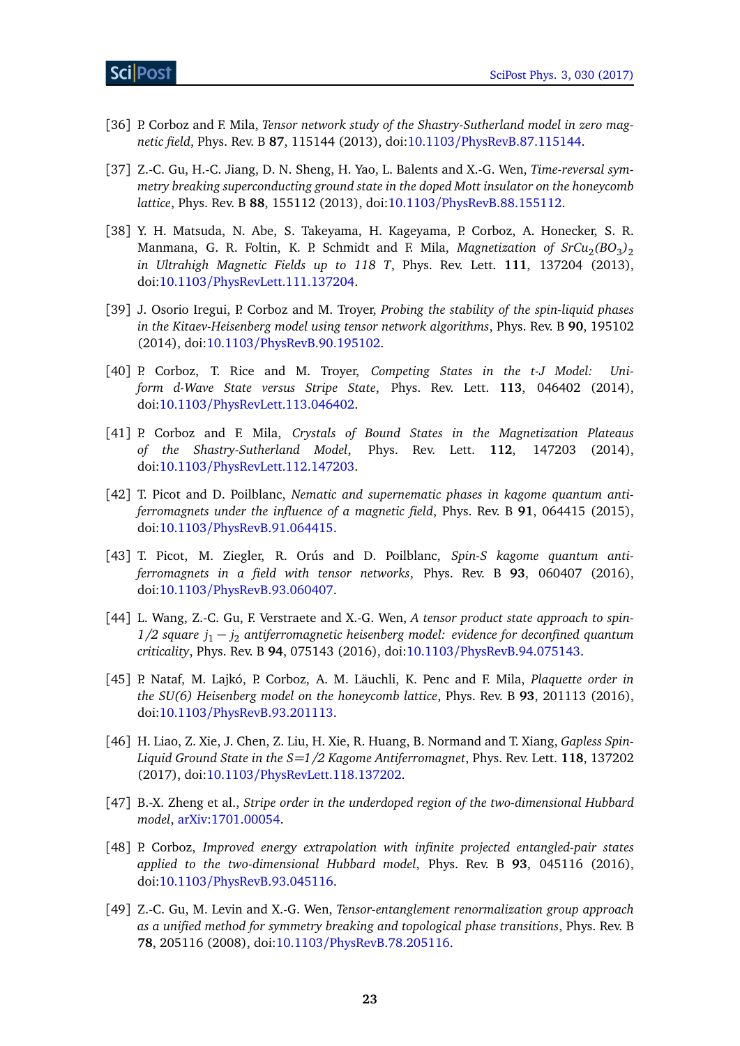[36] P. Corboz and F. Mila, *Tensor network study of the Shastry-Sutherland model in zero magnetic field*, Phys. Rev. B **87**, 115144 (2013), doi:10.1103/PhysRevB.87.115144.

[37] Z.-C. Gu, H.-C. Jiang, D. N. Sheng, H. Yao, L. Balents and X.-G. Wen, *Time-reversal symmetry breaking superconducting ground state in the doped Mott insulator on the honeycomb lattice*, Phys. Rev. B **88**, 155112 (2013), doi:10.1103/PhysRevB.88.155112.

[38] Y. H. Matsuda, N. Abe, S. Takeyama, H. Kageyama, P. Corboz, A. Honecker, S. R. Manmana, G. R. Foltin, K. P. Schmidt and F. Mila, *Magnetization of $SrCu_2(BO_3)_2$ in Ultrahigh Magnetic Fields up to 118 T*, Phys. Rev. Lett. **111**, 137204 (2013), doi:10.1103/PhysRevLett.111.137204.

[39] J. Osorio Iregui, P. Corboz and M. Troyer, *Probing the stability of the spin-liquid phases in the Kitaev-Heisenberg model using tensor network algorithms*, Phys. Rev. B **90**, 195102 (2014), doi:10.1103/PhysRevB.90.195102.

[40] P. Corboz, T. Rice and M. Troyer, *Competing States in the t-J Model: Uniform d-Wave State versus Stripe State*, Phys. Rev. Lett. **113**, 046402 (2014), doi:10.1103/PhysRevLett.113.046402.

[41] P. Corboz and F. Mila, *Crystals of Bound States in the Magnetization Plateaus of the Shastry-Sutherland Model*, Phys. Rev. Lett. **112**, 147203 (2014), doi:10.1103/PhysRevLett.112.147203.

[42] T. Picot and D. Poilblanc, *Nematic and supernematic phases in kagome quantum antiferromagnets under the influence of a magnetic field*, Phys. Rev. B **91**, 064415 (2015), doi:10.1103/PhysRevB.91.064415.

[43] T. Picot, M. Ziegler, R. Orús and D. Poilblanc, *Spin-S kagome quantum antiferromagnets in a field with tensor networks*, Phys. Rev. B **93**, 060407 (2016), doi:10.1103/PhysRevB.93.060407.

[44] L. Wang, Z.-C. Gu, F. Verstraete and X.-G. Wen, *A tensor product state approach to spin-1/2 square $j_1 - j_2$ antiferromagnetic heisenberg model: evidence for deconfined quantum criticality*, Phys. Rev. B **94**, 075143 (2016), doi:10.1103/PhysRevB.94.075143.

[45] P. Nataf, M. Lajkó, P. Corboz, A. M. Läuchli, K. Penc and F. Mila, *Plaquette order in the SU(6) Heisenberg model on the honeycomb lattice*, Phys. Rev. B **93**, 201113 (2016), doi:10.1103/PhysRevB.93.201113.

[46] H. Liao, Z. Xie, J. Chen, Z. Liu, H. Xie, R. Huang, B. Normand and T. Xiang, *Gapless Spin-Liquid Ground State in the S=1/2 Kagome Antiferromagnet*, Phys. Rev. Lett. **118**, 137202 (2017), doi:10.1103/PhysRevLett.118.137202.

[47] B.-X. Zheng et al., *Stripe order in the underdoped region of the two-dimensional Hubbard model*, arXiv:1701.00054.

[48] P. Corboz, *Improved energy extrapolation with infinite projected entangled-pair states applied to the two-dimensional Hubbard model*, Phys. Rev. B **93**, 045116 (2016), doi:10.1103/PhysRevB.93.045116.

[49] Z.-C. Gu, M. Levin and X.-G. Wen, *Tensor-entanglement renormalization group approach as a unified method for symmetry breaking and topological phase transitions*, Phys. Rev. B **78**, 205116 (2008), doi:10.1103/PhysRevB.78.205116.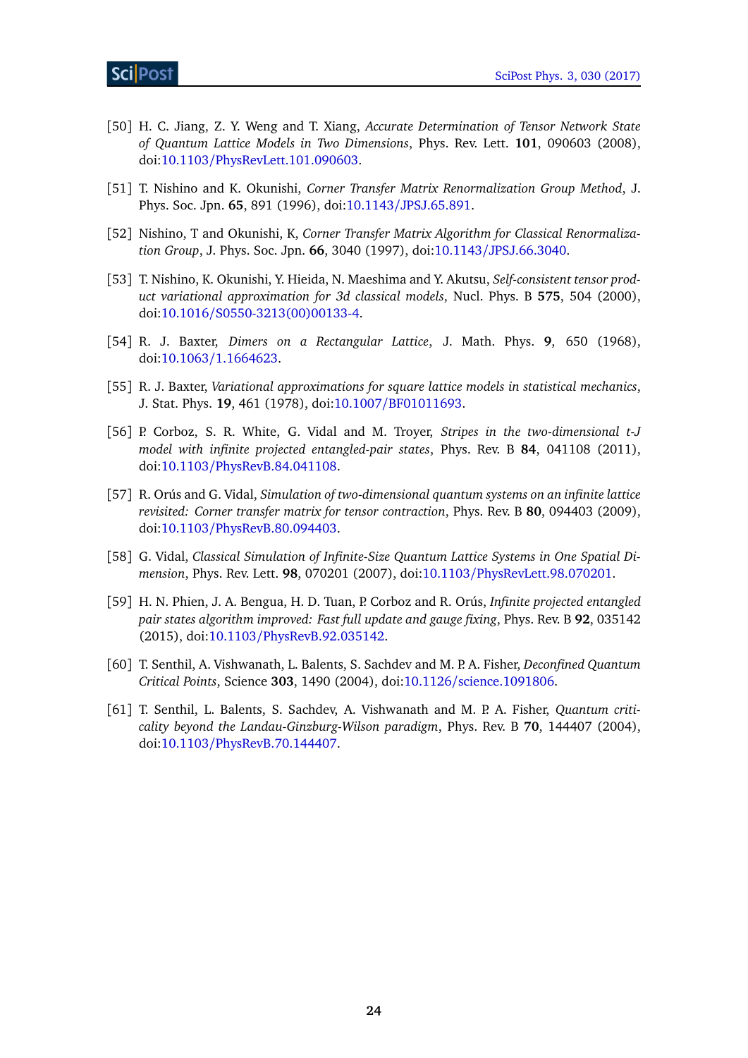[50] H. C. Jiang, Z. Y. Weng and T. Xiang, *Accurate Determination of Tensor Network State of Quantum Lattice Models in Two Dimensions*, Phys. Rev. Lett. **101**, 090603 (2008), doi:10.1103/PhysRevLett.101.090603.

[51] T. Nishino and K. Okunishi, *Corner Transfer Matrix Renormalization Group Method*, J. Phys. Soc. Jpn. **65**, 891 (1996), doi:10.1143/JPSJ.65.891.

[52] Nishino, T and Okunishi, K, *Corner Transfer Matrix Algorithm for Classical Renormalization Group*, J. Phys. Soc. Jpn. **66**, 3040 (1997), doi:10.1143/JPSJ.66.3040.

[53] T. Nishino, K. Okunishi, Y. Hieida, N. Maeshima and Y. Akutsu, *Self-consistent tensor product variational approximation for 3d classical models*, Nucl. Phys. B **575**, 504 (2000), doi:10.1016/S0550-3213(00)00133-4.

[54] R. J. Baxter, *Dimers on a Rectangular Lattice*, J. Math. Phys. **9**, 650 (1968), doi:10.1063/1.1664623.

[55] R. J. Baxter, *Variational approximations for square lattice models in statistical mechanics*, J. Stat. Phys. **19**, 461 (1978), doi:10.1007/BF01011693.

[56] P. Corboz, S. R. White, G. Vidal and M. Troyer, *Stripes in the two-dimensional t-J model with infinite projected entangled-pair states*, Phys. Rev. B **84**, 041108 (2011), doi:10.1103/PhysRevB.84.041108.

[57] R. Orús and G. Vidal, *Simulation of two-dimensional quantum systems on an infinite lattice revisited: Corner transfer matrix for tensor contraction*, Phys. Rev. B **80**, 094403 (2009), doi:10.1103/PhysRevB.80.094403.

[58] G. Vidal, *Classical Simulation of Infinite-Size Quantum Lattice Systems in One Spatial Dimension*, Phys. Rev. Lett. **98**, 070201 (2007), doi:10.1103/PhysRevLett.98.070201.

[59] H. N. Phien, J. A. Bengua, H. D. Tuan, P. Corboz and R. Orús, *Infinite projected entangled pair states algorithm improved: Fast full update and gauge fixing*, Phys. Rev. B **92**, 035142 (2015), doi:10.1103/PhysRevB.92.035142.

[60] T. Senthil, A. Vishwanath, L. Balents, S. Sachdev and M. P. A. Fisher, *Deconfined Quantum Critical Points*, Science **303**, 1490 (2004), doi:10.1126/science.1091806.

[61] T. Senthil, L. Balents, S. Sachdev, A. Vishwanath and M. P. A. Fisher, *Quantum criticality beyond the Landau-Ginzburg-Wilson paradigm*, Phys. Rev. B **70**, 144407 (2004), doi:10.1103/PhysRevB.70.144407.